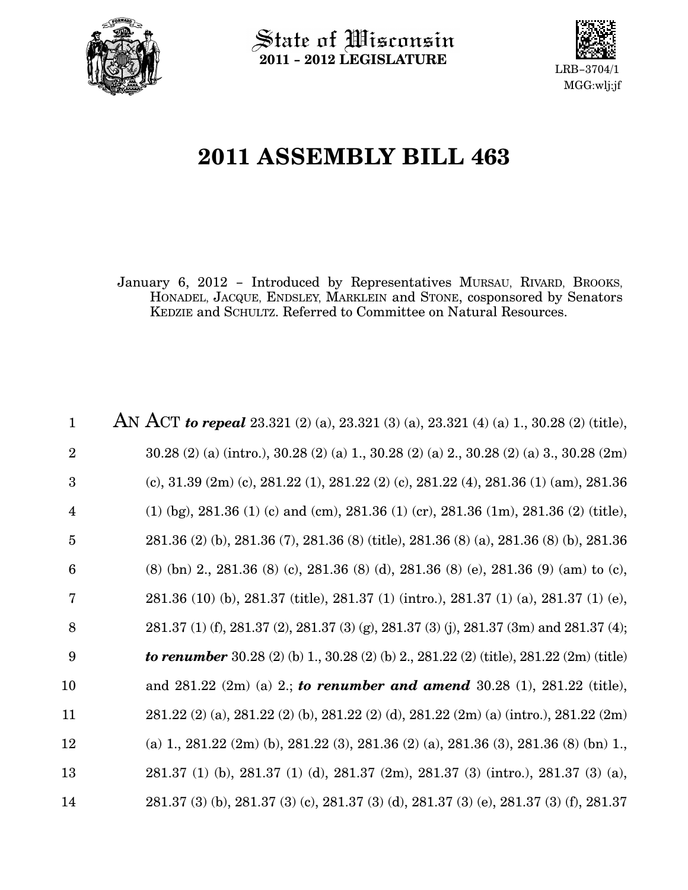State of Wisconsin
**2011 - 2012 LEGISLATURE**

LRB-3704/1
MGG:wlj:jf

# 2011 ASSEMBLY BILL 463

January 6, 2012 – Introduced by Representatives MURSAU, RIVARD, BROOKS, HONADEL, JACQUE, ENDSLEY, MARKLEIN and STONE, cosponsored by Senators KEDZIE and SCHULTZ. Referred to Committee on Natural Resources.

1 AN ACT ***to repeal*** 23.321 (2) (a), 23.321 (3) (a), 23.321 (4) (a) 1., 30.28 (2) (title),
2 30.28 (2) (a) (intro.), 30.28 (2) (a) 1., 30.28 (2) (a) 2., 30.28 (2) (a) 3., 30.28 (2m)
3 (c), 31.39 (2m) (c), 281.22 (1), 281.22 (2) (c), 281.22 (4), 281.36 (1) (am), 281.36
4 (1) (bg), 281.36 (1) (c) and (cm), 281.36 (1) (cr), 281.36 (1m), 281.36 (2) (title),
5 281.36 (2) (b), 281.36 (7), 281.36 (8) (title), 281.36 (8) (a), 281.36 (8) (b), 281.36
6 (8) (bn) 2., 281.36 (8) (c), 281.36 (8) (d), 281.36 (8) (e), 281.36 (9) (am) to (c),
7 281.36 (10) (b), 281.37 (title), 281.37 (1) (intro.), 281.37 (1) (a), 281.37 (1) (e),
8 281.37 (1) (f), 281.37 (2), 281.37 (3) (g), 281.37 (3) (j), 281.37 (3m) and 281.37 (4);
9 ***to renumber*** 30.28 (2) (b) 1., 30.28 (2) (b) 2., 281.22 (2) (title), 281.22 (2m) (title)
10 and 281.22 (2m) (a) 2.; ***to renumber and amend*** 30.28 (1), 281.22 (title),
11 281.22 (2) (a), 281.22 (2) (b), 281.22 (2) (d), 281.22 (2m) (a) (intro.), 281.22 (2m)
12 (a) 1., 281.22 (2m) (b), 281.22 (3), 281.36 (2) (a), 281.36 (3), 281.36 (8) (bn) 1.,
13 281.37 (1) (b), 281.37 (1) (d), 281.37 (2m), 281.37 (3) (intro.), 281.37 (3) (a),
14 281.37 (3) (b), 281.37 (3) (c), 281.37 (3) (d), 281.37 (3) (e), 281.37 (3) (f), 281.37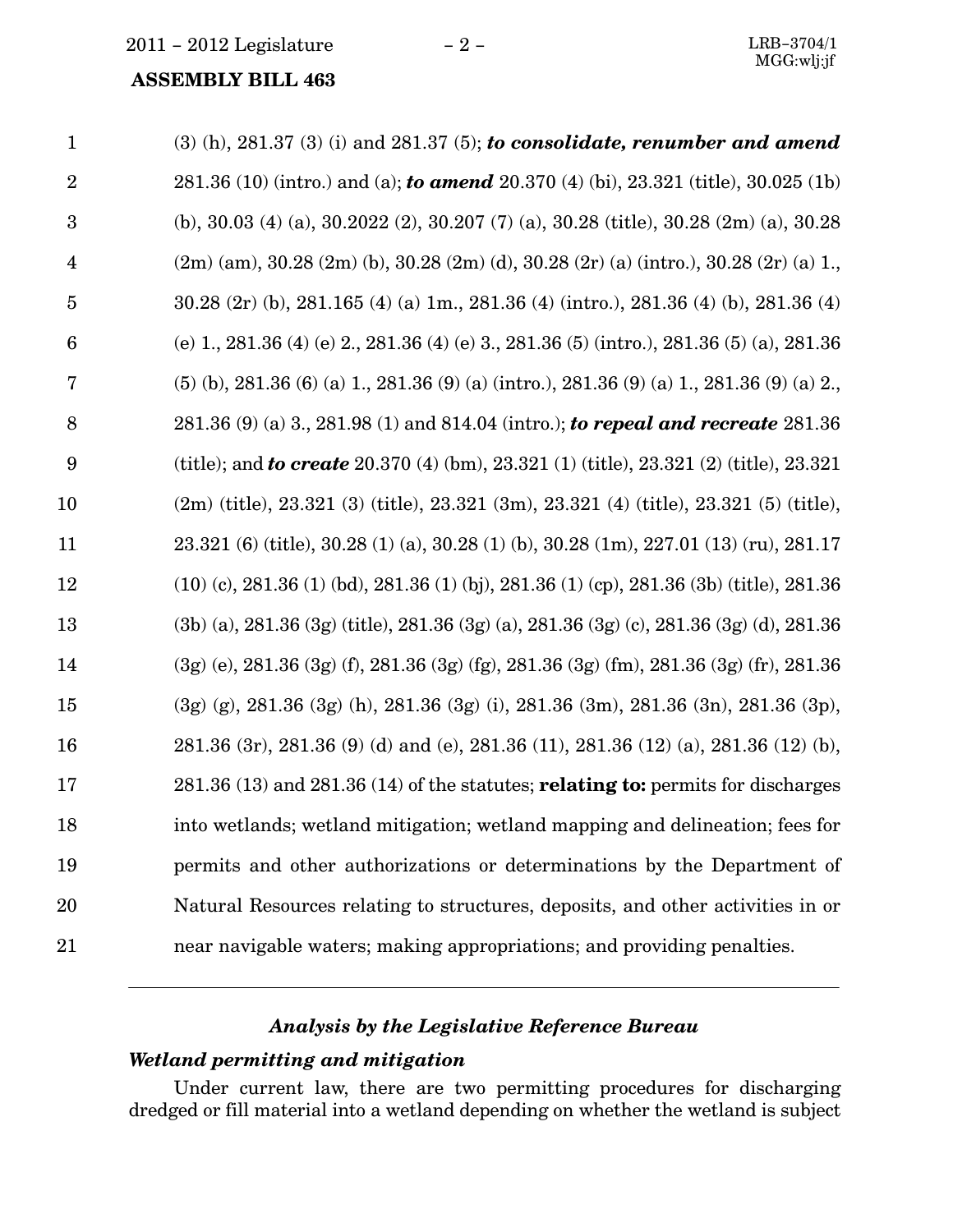(3) (h), 281.37 (3) (i) and 281.37 (5); ***to consolidate, renumber and amend*** 281.36 (10) (intro.) and (a); ***to amend*** 20.370 (4) (bi), 23.321 (title), 30.025 (1b) (b), 30.03 (4) (a), 30.2022 (2), 30.207 (7) (a), 30.28 (title), 30.28 (2m) (a), 30.28 (2m) (am), 30.28 (2m) (b), 30.28 (2m) (d), 30.28 (2r) (a) (intro.), 30.28 (2r) (a) 1., 30.28 (2r) (b), 281.165 (4) (a) 1m., 281.36 (4) (intro.), 281.36 (4) (b), 281.36 (4) (e) 1., 281.36 (4) (e) 2., 281.36 (4) (e) 3., 281.36 (5) (intro.), 281.36 (5) (a), 281.36 (5) (b), 281.36 (6) (a) 1., 281.36 (9) (a) (intro.), 281.36 (9) (a) 1., 281.36 (9) (a) 2., 281.36 (9) (a) 3., 281.98 (1) and 814.04 (intro.); ***to repeal and recreate*** 281.36 (title); and ***to create*** 20.370 (4) (bm), 23.321 (1) (title), 23.321 (2) (title), 23.321 (2m) (title), 23.321 (3) (title), 23.321 (3m), 23.321 (4) (title), 23.321 (5) (title), 23.321 (6) (title), 30.28 (1) (a), 30.28 (1) (b), 30.28 (1m), 227.01 (13) (ru), 281.17 (10) (c), 281.36 (1) (bd), 281.36 (1) (bj), 281.36 (1) (cp), 281.36 (3b) (title), 281.36 (3b) (a), 281.36 (3g) (title), 281.36 (3g) (a), 281.36 (3g) (c), 281.36 (3g) (d), 281.36 (3g) (e), 281.36 (3g) (f), 281.36 (3g) (fg), 281.36 (3g) (fm), 281.36 (3g) (fr), 281.36 (3g) (g), 281.36 (3g) (h), 281.36 (3g) (i), 281.36 (3m), 281.36 (3n), 281.36 (3p), 281.36 (3r), 281.36 (9) (d) and (e), 281.36 (11), 281.36 (12) (a), 281.36 (12) (b), 281.36 (13) and 281.36 (14) of the statutes; **relating to:** permits for discharges into wetlands; wetland mitigation; wetland mapping and delineation; fees for permits and other authorizations or determinations by the Department of Natural Resources relating to structures, deposits, and other activities in or near navigable waters; making appropriations; and providing penalties.

---

## *Analysis by the Legislative Reference Bureau*

### *Wetland permitting and mitigation*

Under current law, there are two permitting procedures for discharging dredged or fill material into a wetland depending on whether the wetland is subject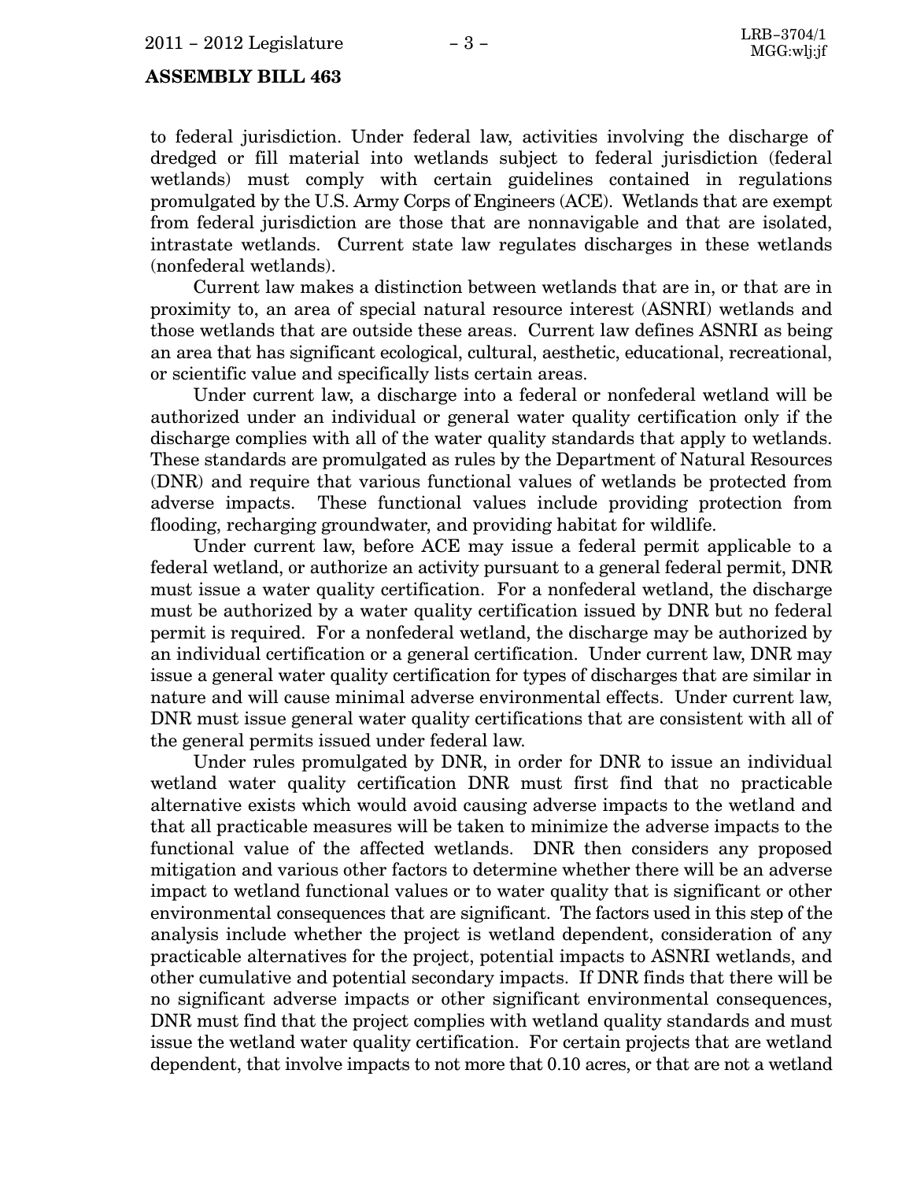to federal jurisdiction. Under federal law, activities involving the discharge of dredged or fill material into wetlands subject to federal jurisdiction (federal wetlands) must comply with certain guidelines contained in regulations promulgated by the U.S. Army Corps of Engineers (ACE). Wetlands that are exempt from federal jurisdiction are those that are nonnavigable and that are isolated, intrastate wetlands. Current state law regulates discharges in these wetlands (nonfederal wetlands).

Current law makes a distinction between wetlands that are in, or that are in proximity to, an area of special natural resource interest (ASNRI) wetlands and those wetlands that are outside these areas. Current law defines ASNRI as being an area that has significant ecological, cultural, aesthetic, educational, recreational, or scientific value and specifically lists certain areas.

Under current law, a discharge into a federal or nonfederal wetland will be authorized under an individual or general water quality certification only if the discharge complies with all of the water quality standards that apply to wetlands. These standards are promulgated as rules by the Department of Natural Resources (DNR) and require that various functional values of wetlands be protected from adverse impacts. These functional values include providing protection from flooding, recharging groundwater, and providing habitat for wildlife.

Under current law, before ACE may issue a federal permit applicable to a federal wetland, or authorize an activity pursuant to a general federal permit, DNR must issue a water quality certification. For a nonfederal wetland, the discharge must be authorized by a water quality certification issued by DNR but no federal permit is required. For a nonfederal wetland, the discharge may be authorized by an individual certification or a general certification. Under current law, DNR may issue a general water quality certification for types of discharges that are similar in nature and will cause minimal adverse environmental effects. Under current law, DNR must issue general water quality certifications that are consistent with all of the general permits issued under federal law.

Under rules promulgated by DNR, in order for DNR to issue an individual wetland water quality certification DNR must first find that no practicable alternative exists which would avoid causing adverse impacts to the wetland and that all practicable measures will be taken to minimize the adverse impacts to the functional value of the affected wetlands. DNR then considers any proposed mitigation and various other factors to determine whether there will be an adverse impact to wetland functional values or to water quality that is significant or other environmental consequences that are significant. The factors used in this step of the analysis include whether the project is wetland dependent, consideration of any practicable alternatives for the project, potential impacts to ASNRI wetlands, and other cumulative and potential secondary impacts. If DNR finds that there will be no significant adverse impacts or other significant environmental consequences, DNR must find that the project complies with wetland quality standards and must issue the wetland water quality certification. For certain projects that are wetland dependent, that involve impacts to not more that 0.10 acres, or that are not a wetland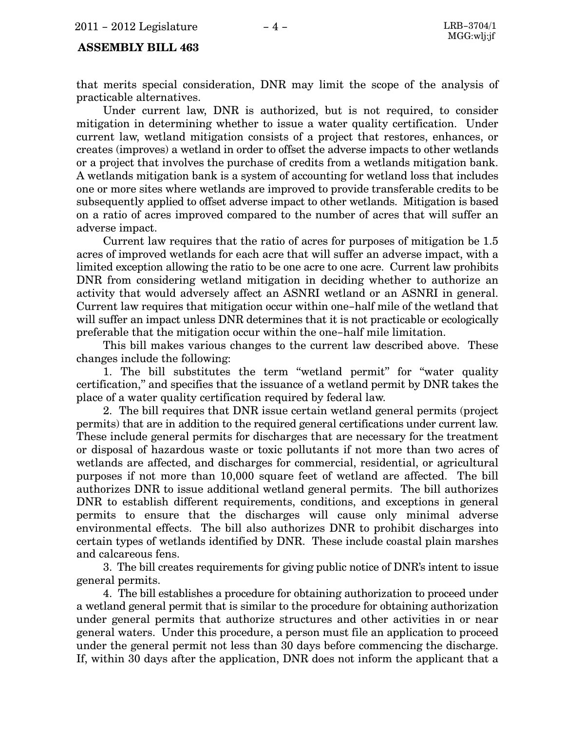that merits special consideration, DNR may limit the scope of the analysis of practicable alternatives.

Under current law, DNR is authorized, but is not required, to consider mitigation in determining whether to issue a water quality certification. Under current law, wetland mitigation consists of a project that restores, enhances, or creates (improves) a wetland in order to offset the adverse impacts to other wetlands or a project that involves the purchase of credits from a wetlands mitigation bank. A wetlands mitigation bank is a system of accounting for wetland loss that includes one or more sites where wetlands are improved to provide transferable credits to be subsequently applied to offset adverse impact to other wetlands. Mitigation is based on a ratio of acres improved compared to the number of acres that will suffer an adverse impact.

Current law requires that the ratio of acres for purposes of mitigation be 1.5 acres of improved wetlands for each acre that will suffer an adverse impact, with a limited exception allowing the ratio to be one acre to one acre. Current law prohibits DNR from considering wetland mitigation in deciding whether to authorize an activity that would adversely affect an ASNRI wetland or an ASNRI in general. Current law requires that mitigation occur within one–half mile of the wetland that will suffer an impact unless DNR determines that it is not practicable or ecologically preferable that the mitigation occur within the one–half mile limitation.

This bill makes various changes to the current law described above. These changes include the following:

1. The bill substitutes the term "wetland permit" for "water quality certification," and specifies that the issuance of a wetland permit by DNR takes the place of a water quality certification required by federal law.

2. The bill requires that DNR issue certain wetland general permits (project permits) that are in addition to the required general certifications under current law. These include general permits for discharges that are necessary for the treatment or disposal of hazardous waste or toxic pollutants if not more than two acres of wetlands are affected, and discharges for commercial, residential, or agricultural purposes if not more than 10,000 square feet of wetland are affected. The bill authorizes DNR to issue additional wetland general permits. The bill authorizes DNR to establish different requirements, conditions, and exceptions in general permits to ensure that the discharges will cause only minimal adverse environmental effects. The bill also authorizes DNR to prohibit discharges into certain types of wetlands identified by DNR. These include coastal plain marshes and calcareous fens.

3. The bill creates requirements for giving public notice of DNR's intent to issue general permits.

4. The bill establishes a procedure for obtaining authorization to proceed under a wetland general permit that is similar to the procedure for obtaining authorization under general permits that authorize structures and other activities in or near general waters. Under this procedure, a person must file an application to proceed under the general permit not less than 30 days before commencing the discharge. If, within 30 days after the application, DNR does not inform the applicant that a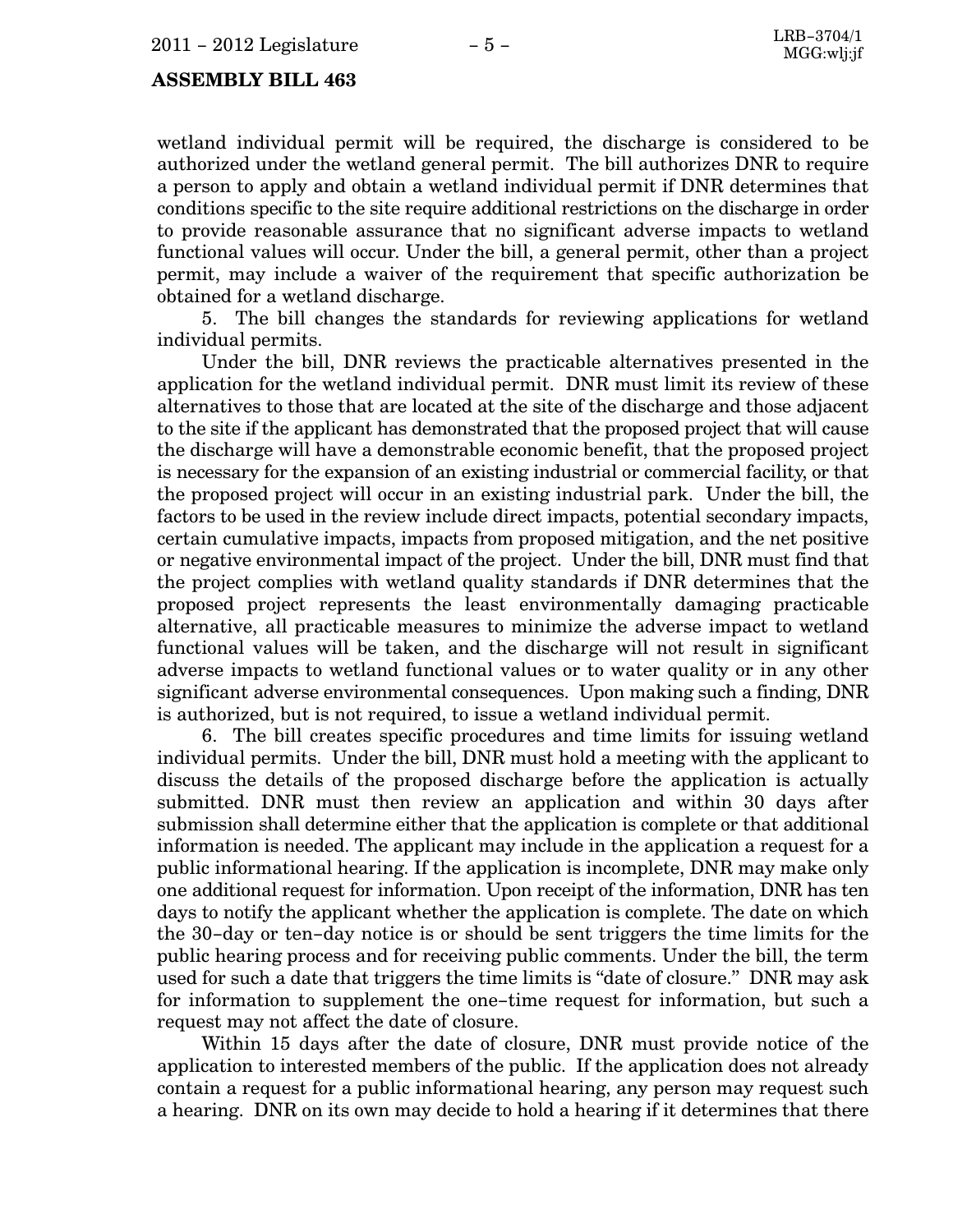wetland individual permit will be required, the discharge is considered to be authorized under the wetland general permit. The bill authorizes DNR to require a person to apply and obtain a wetland individual permit if DNR determines that conditions specific to the site require additional restrictions on the discharge in order to provide reasonable assurance that no significant adverse impacts to wetland functional values will occur. Under the bill, a general permit, other than a project permit, may include a waiver of the requirement that specific authorization be obtained for a wetland discharge.

5. The bill changes the standards for reviewing applications for wetland individual permits.

Under the bill, DNR reviews the practicable alternatives presented in the application for the wetland individual permit. DNR must limit its review of these alternatives to those that are located at the site of the discharge and those adjacent to the site if the applicant has demonstrated that the proposed project that will cause the discharge will have a demonstrable economic benefit, that the proposed project is necessary for the expansion of an existing industrial or commercial facility, or that the proposed project will occur in an existing industrial park. Under the bill, the factors to be used in the review include direct impacts, potential secondary impacts, certain cumulative impacts, impacts from proposed mitigation, and the net positive or negative environmental impact of the project. Under the bill, DNR must find that the project complies with wetland quality standards if DNR determines that the proposed project represents the least environmentally damaging practicable alternative, all practicable measures to minimize the adverse impact to wetland functional values will be taken, and the discharge will not result in significant adverse impacts to wetland functional values or to water quality or in any other significant adverse environmental consequences. Upon making such a finding, DNR is authorized, but is not required, to issue a wetland individual permit.

6. The bill creates specific procedures and time limits for issuing wetland individual permits. Under the bill, DNR must hold a meeting with the applicant to discuss the details of the proposed discharge before the application is actually submitted. DNR must then review an application and within 30 days after submission shall determine either that the application is complete or that additional information is needed. The applicant may include in the application a request for a public informational hearing. If the application is incomplete, DNR may make only one additional request for information. Upon receipt of the information, DNR has ten days to notify the applicant whether the application is complete. The date on which the 30–day or ten–day notice is or should be sent triggers the time limits for the public hearing process and for receiving public comments. Under the bill, the term used for such a date that triggers the time limits is "date of closure." DNR may ask for information to supplement the one–time request for information, but such a request may not affect the date of closure.

Within 15 days after the date of closure, DNR must provide notice of the application to interested members of the public. If the application does not already contain a request for a public informational hearing, any person may request such a hearing. DNR on its own may decide to hold a hearing if it determines that there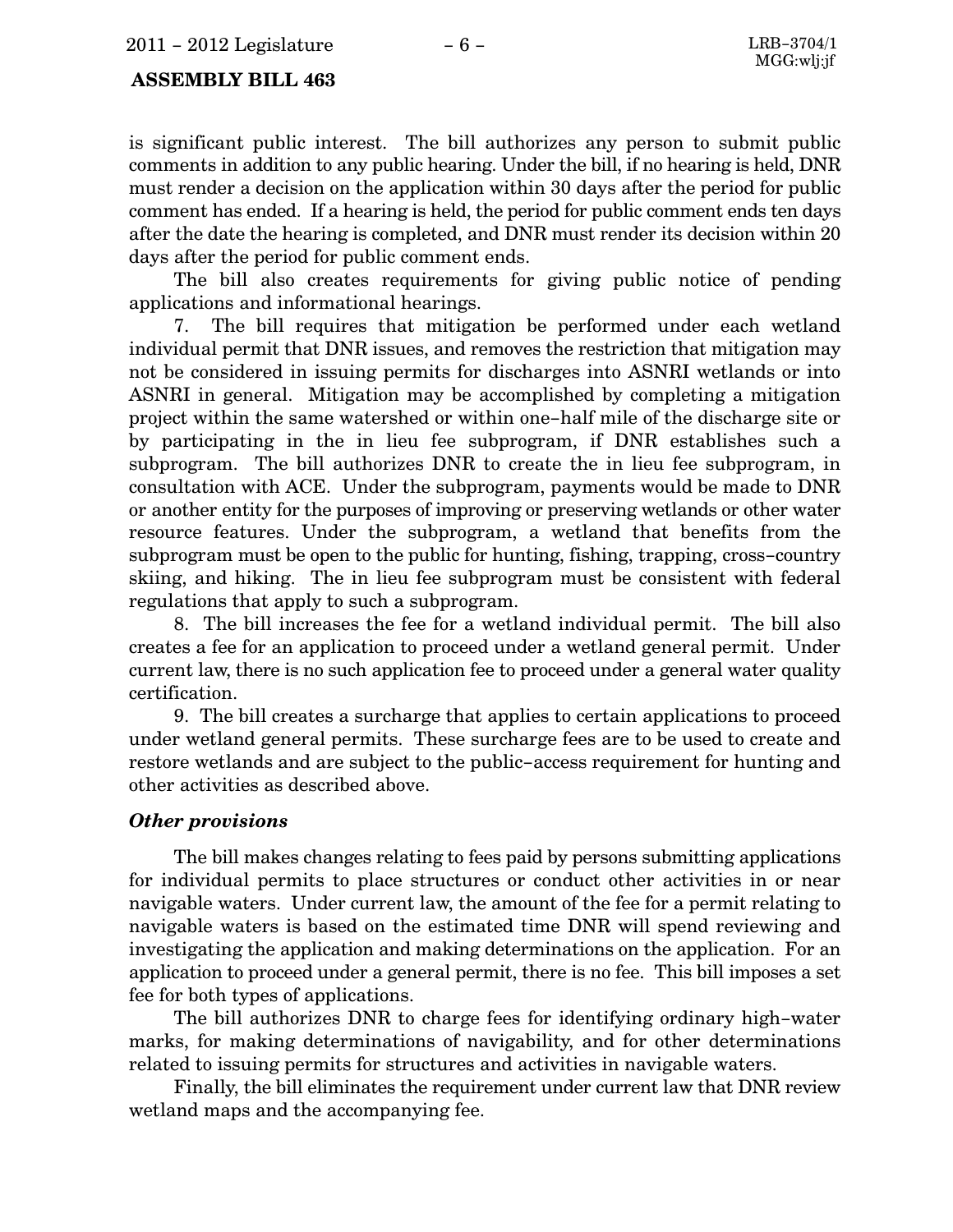is significant public interest. The bill authorizes any person to submit public comments in addition to any public hearing. Under the bill, if no hearing is held, DNR must render a decision on the application within 30 days after the period for public comment has ended. If a hearing is held, the period for public comment ends ten days after the date the hearing is completed, and DNR must render its decision within 20 days after the period for public comment ends.

The bill also creates requirements for giving public notice of pending applications and informational hearings.

7. The bill requires that mitigation be performed under each wetland individual permit that DNR issues, and removes the restriction that mitigation may not be considered in issuing permits for discharges into ASNRI wetlands or into ASNRI in general. Mitigation may be accomplished by completing a mitigation project within the same watershed or within one-half mile of the discharge site or by participating in the in lieu fee subprogram, if DNR establishes such a subprogram. The bill authorizes DNR to create the in lieu fee subprogram, in consultation with ACE. Under the subprogram, payments would be made to DNR or another entity for the purposes of improving or preserving wetlands or other water resource features. Under the subprogram, a wetland that benefits from the subprogram must be open to the public for hunting, fishing, trapping, cross-country skiing, and hiking. The in lieu fee subprogram must be consistent with federal regulations that apply to such a subprogram.

8. The bill increases the fee for a wetland individual permit. The bill also creates a fee for an application to proceed under a wetland general permit. Under current law, there is no such application fee to proceed under a general water quality certification.

9. The bill creates a surcharge that applies to certain applications to proceed under wetland general permits. These surcharge fees are to be used to create and restore wetlands and are subject to the public-access requirement for hunting and other activities as described above.

### *Other provisions*

The bill makes changes relating to fees paid by persons submitting applications for individual permits to place structures or conduct other activities in or near navigable waters. Under current law, the amount of the fee for a permit relating to navigable waters is based on the estimated time DNR will spend reviewing and investigating the application and making determinations on the application. For an application to proceed under a general permit, there is no fee. This bill imposes a set fee for both types of applications.

The bill authorizes DNR to charge fees for identifying ordinary high-water marks, for making determinations of navigability, and for other determinations related to issuing permits for structures and activities in navigable waters.

Finally, the bill eliminates the requirement under current law that DNR review wetland maps and the accompanying fee.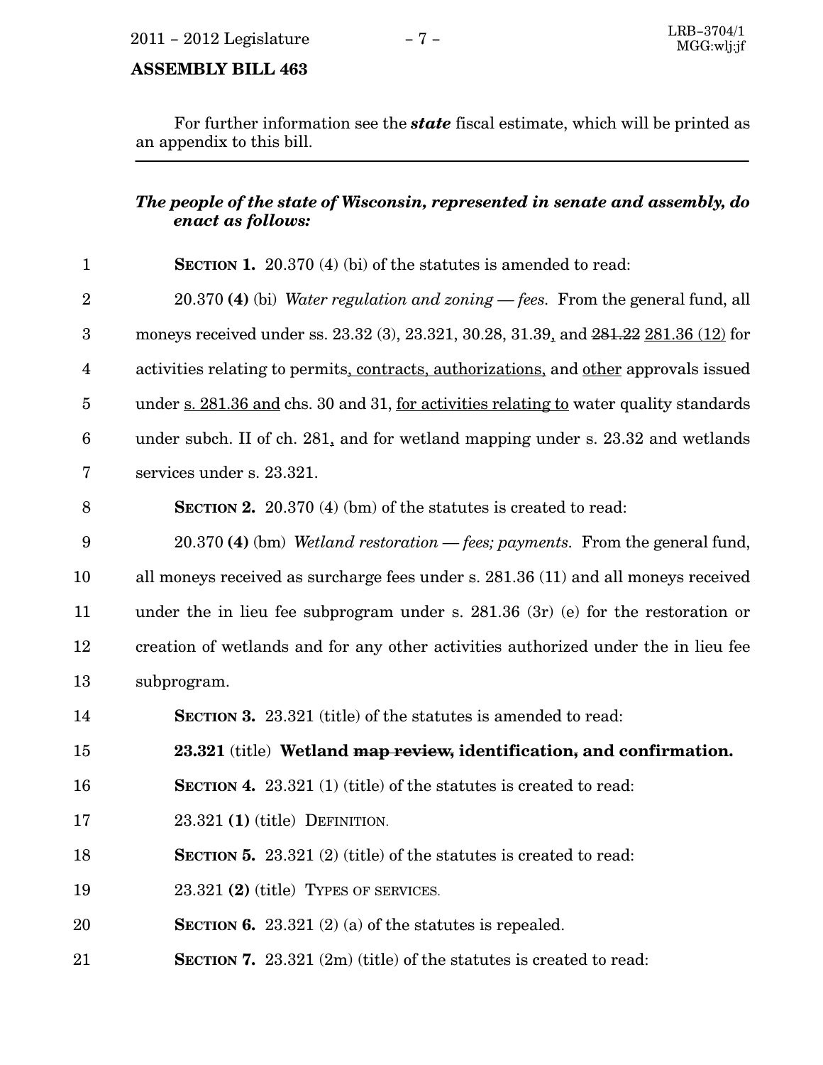For further information see the ***state*** fiscal estimate, which will be printed as an appendix to this bill.

---

***The people of the state of Wisconsin, represented in senate and assembly, do enact as follows:***

1 **SECTION 1.** 20.370 (4) (bi) of the statutes is amended to read:

2 20.370 **(4)** (bi) *Water regulation and zoning — fees.* From the general fund, all
3 moneys received under ss. 23.32 (3), 23.321, 30.28, 31.39, and ~~281.22~~ 281.36 (12) for
4 activities relating to permits, contracts, authorizations, and other approvals issued
5 under s. 281.36 and chs. 30 and 31, for activities relating to water quality standards
6 under subch. II of ch. 281, and for wetland mapping under s. 23.32 and wetlands
7 services under s. 23.321.

8 **SECTION 2.** 20.370 (4) (bm) of the statutes is created to read:

9 20.370 **(4)** (bm) *Wetland restoration — fees; payments.* From the general fund,
10 all moneys received as surcharge fees under s. 281.36 (11) and all moneys received
11 under the in lieu fee subprogram under s. 281.36 (3r) (e) for the restoration or
12 creation of wetlands and for any other activities authorized under the in lieu fee
13 subprogram.

14 **SECTION 3.** 23.321 (title) of the statutes is amended to read:

15 **23.321** (title) **Wetland ~~map review,~~ identification, and confirmation.**

16 **SECTION 4.** 23.321 (1) (title) of the statutes is created to read:

17 23.321 **(1)** (title) DEFINITION.

18 **SECTION 5.** 23.321 (2) (title) of the statutes is created to read:

19 23.321 **(2)** (title) TYPES OF SERVICES.

20 **SECTION 6.** 23.321 (2) (a) of the statutes is repealed.

21 **SECTION 7.** 23.321 (2m) (title) of the statutes is created to read: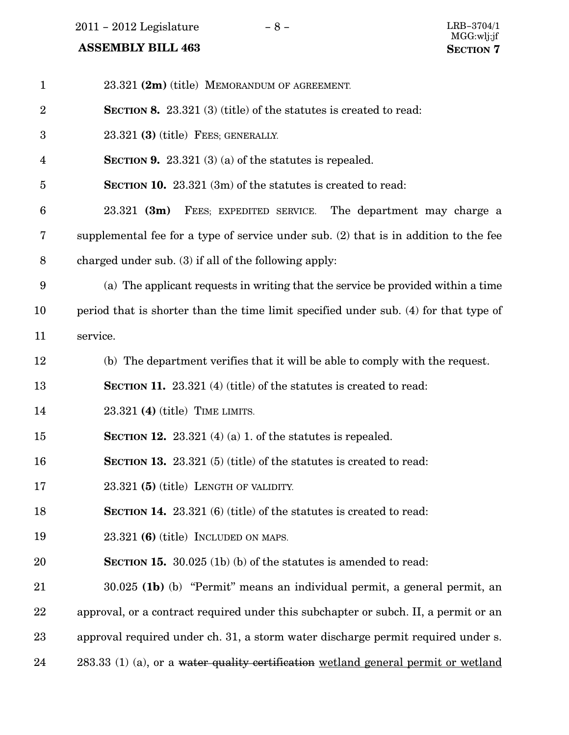23.321 **(2m)** (title) MEMORANDUM OF AGREEMENT.

**SECTION 8.** 23.321 (3) (title) of the statutes is created to read:

23.321 **(3)** (title) FEES; GENERALLY.

**SECTION 9.** 23.321 (3) (a) of the statutes is repealed.

**SECTION 10.** 23.321 (3m) of the statutes is created to read:

23.321 **(3m)** FEES; EXPEDITED SERVICE. The department may charge a supplemental fee for a type of service under sub. (2) that is in addition to the fee charged under sub. (3) if all of the following apply:

(a) The applicant requests in writing that the service be provided within a time period that is shorter than the time limit specified under sub. (4) for that type of service.

(b) The department verifies that it will be able to comply with the request.

**SECTION 11.** 23.321 (4) (title) of the statutes is created to read:

23.321 **(4)** (title) TIME LIMITS.

**SECTION 12.** 23.321 (4) (a) 1. of the statutes is repealed.

**SECTION 13.** 23.321 (5) (title) of the statutes is created to read:

23.321 **(5)** (title) LENGTH OF VALIDITY.

**SECTION 14.** 23.321 (6) (title) of the statutes is created to read:

23.321 **(6)** (title) INCLUDED ON MAPS.

**SECTION 15.** 30.025 (1b) (b) of the statutes is amended to read:

30.025 **(1b)** (b) "Permit" means an individual permit, a general permit, an approval, or a contract required under this subchapter or subch. II, a permit or an approval required under ch. 31, a storm water discharge permit required under s. 283.33 (1) (a), or a ~~water quality certification~~ wetland general permit or wetland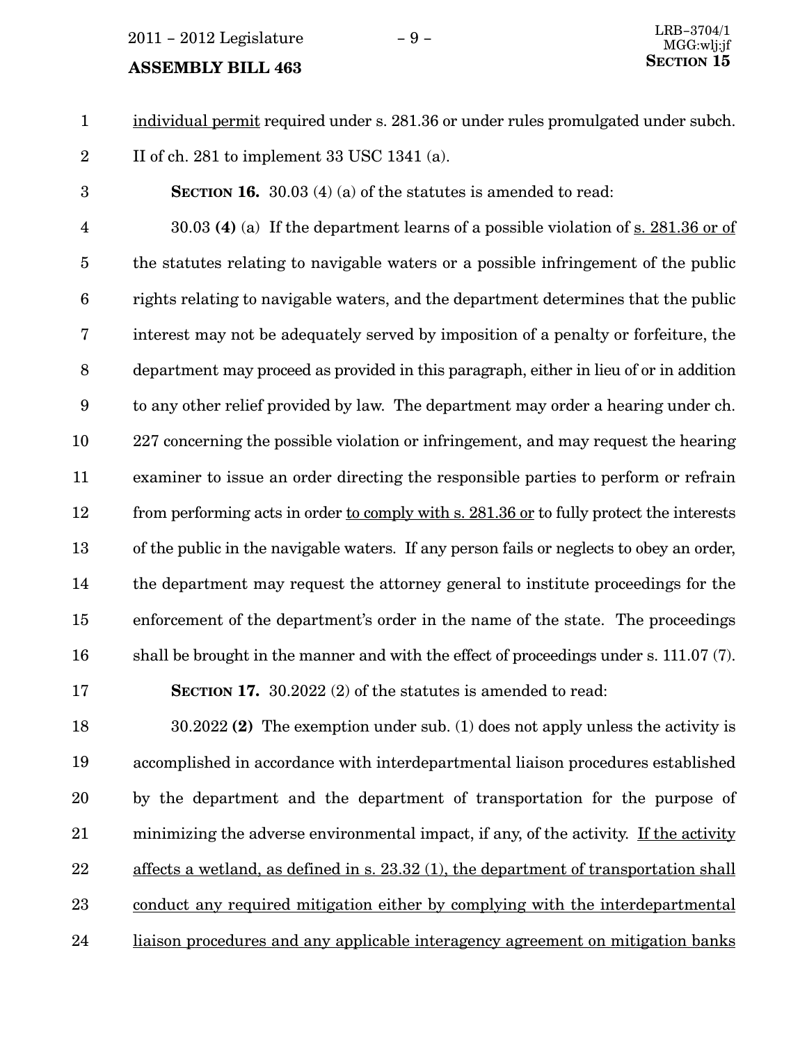individual permit required under s. 281.36 or under rules promulgated under subch. II of ch. 281 to implement 33 USC 1341 (a).

**SECTION 16.** 30.03 (4) (a) of the statutes is amended to read:

30.03 **(4)** (a) If the department learns of a possible violation of s. 281.36 or of the statutes relating to navigable waters or a possible infringement of the public rights relating to navigable waters, and the department determines that the public interest may not be adequately served by imposition of a penalty or forfeiture, the department may proceed as provided in this paragraph, either in lieu of or in addition to any other relief provided by law. The department may order a hearing under ch. 227 concerning the possible violation or infringement, and may request the hearing examiner to issue an order directing the responsible parties to perform or refrain from performing acts in order to comply with s. 281.36 or to fully protect the interests of the public in the navigable waters. If any person fails or neglects to obey an order, the department may request the attorney general to institute proceedings for the enforcement of the department's order in the name of the state. The proceedings shall be brought in the manner and with the effect of proceedings under s. 111.07 (7).

**SECTION 17.** 30.2022 (2) of the statutes is amended to read:

30.2022 **(2)** The exemption under sub. (1) does not apply unless the activity is accomplished in accordance with interdepartmental liaison procedures established by the department and the department of transportation for the purpose of minimizing the adverse environmental impact, if any, of the activity. If the activity affects a wetland, as defined in s. 23.32 (1), the department of transportation shall conduct any required mitigation either by complying with the interdepartmental liaison procedures and any applicable interagency agreement on mitigation banks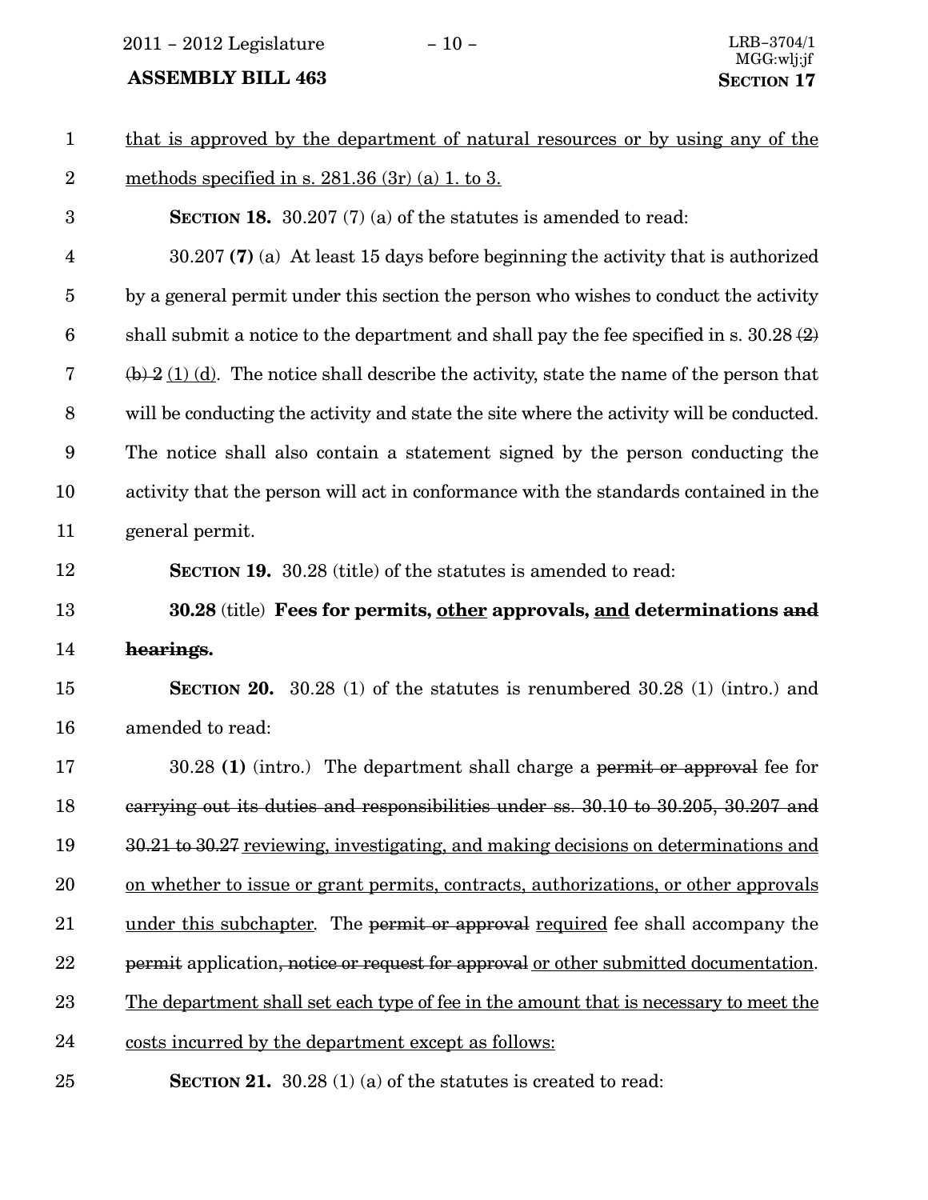that is approved by the department of natural resources or by using any of the methods specified in s. 281.36 (3r) (a) 1. to 3.

**SECTION 18.** 30.207 (7) (a) of the statutes is amended to read:

30.207 **(7)** (a) At least 15 days before beginning the activity that is authorized by a general permit under this section the person who wishes to conduct the activity shall submit a notice to the department and shall pay the fee specified in s. 30.28 ~~(2) (b) 2~~ (1) (d). The notice shall describe the activity, state the name of the person that will be conducting the activity and state the site where the activity will be conducted. The notice shall also contain a statement signed by the person conducting the activity that the person will act in conformance with the standards contained in the general permit.

**SECTION 19.** 30.28 (title) of the statutes is amended to read:

**30.28** (title) **Fees for permits, other approvals, and determinations ~~and hearings~~.**

**SECTION 20.** 30.28 (1) of the statutes is renumbered 30.28 (1) (intro.) and amended to read:

30.28 **(1)** (intro.) The department shall charge a ~~permit or approval~~ fee for ~~carrying out its duties and responsibilities under ss. 30.10 to 30.205, 30.207 and 30.21 to 30.27~~ reviewing, investigating, and making decisions on determinations and on whether to issue or grant permits, contracts, authorizations, or other approvals under this subchapter. The ~~permit or approval~~ required fee shall accompany the ~~permit~~ application~~, notice or request for approval~~ or other submitted documentation. The department shall set each type of fee in the amount that is necessary to meet the costs incurred by the department except as follows:

**SECTION 21.** 30.28 (1) (a) of the statutes is created to read: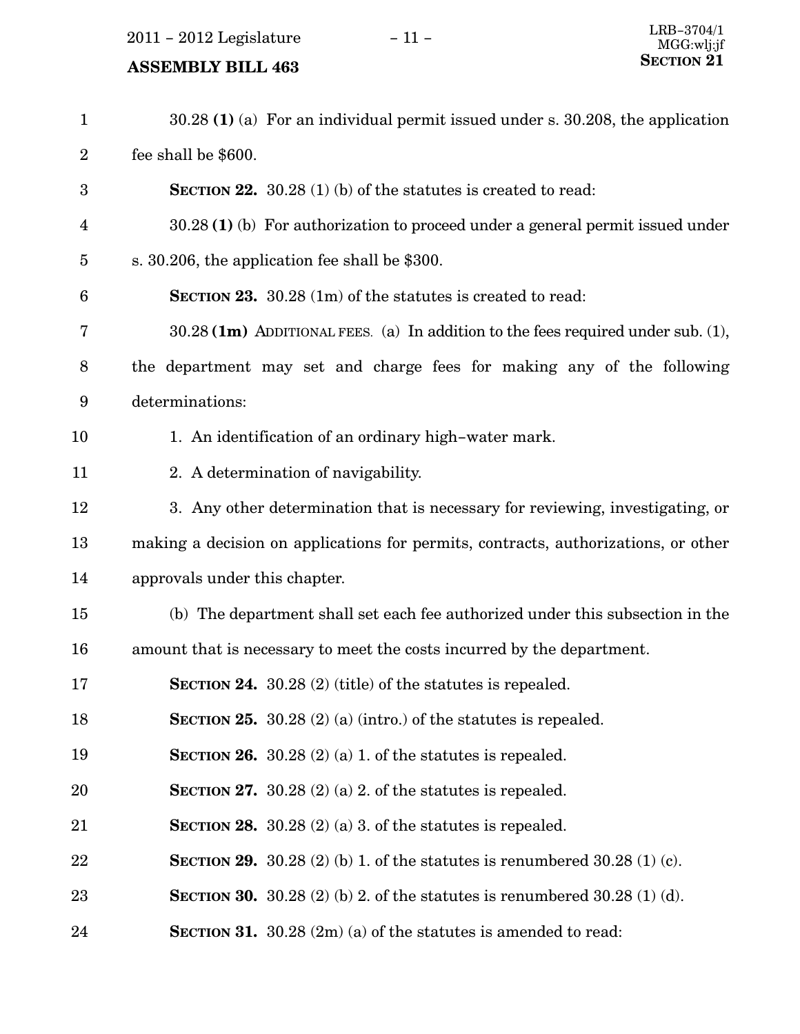30.28 **(1)** (a) For an individual permit issued under s. 30.208, the application fee shall be $600.

**SECTION 22.** 30.28 (1) (b) of the statutes is created to read:

30.28 **(1)** (b) For authorization to proceed under a general permit issued under s. 30.206, the application fee shall be $300.

**SECTION 23.** 30.28 (1m) of the statutes is created to read:

30.28 **(1m)** ADDITIONAL FEES. (a) In addition to the fees required under sub. (1), the department may set and charge fees for making any of the following determinations:

1. An identification of an ordinary high-water mark.

2. A determination of navigability.

3. Any other determination that is necessary for reviewing, investigating, or making a decision on applications for permits, contracts, authorizations, or other approvals under this chapter.

(b) The department shall set each fee authorized under this subsection in the amount that is necessary to meet the costs incurred by the department.

**SECTION 24.** 30.28 (2) (title) of the statutes is repealed.

**SECTION 25.** 30.28 (2) (a) (intro.) of the statutes is repealed.

**SECTION 26.** 30.28 (2) (a) 1. of the statutes is repealed.

**SECTION 27.** 30.28 (2) (a) 2. of the statutes is repealed.

**SECTION 28.** 30.28 (2) (a) 3. of the statutes is repealed.

**SECTION 29.** 30.28 (2) (b) 1. of the statutes is renumbered 30.28 (1) (c).

**SECTION 30.** 30.28 (2) (b) 2. of the statutes is renumbered 30.28 (1) (d).

**SECTION 31.** 30.28 (2m) (a) of the statutes is amended to read: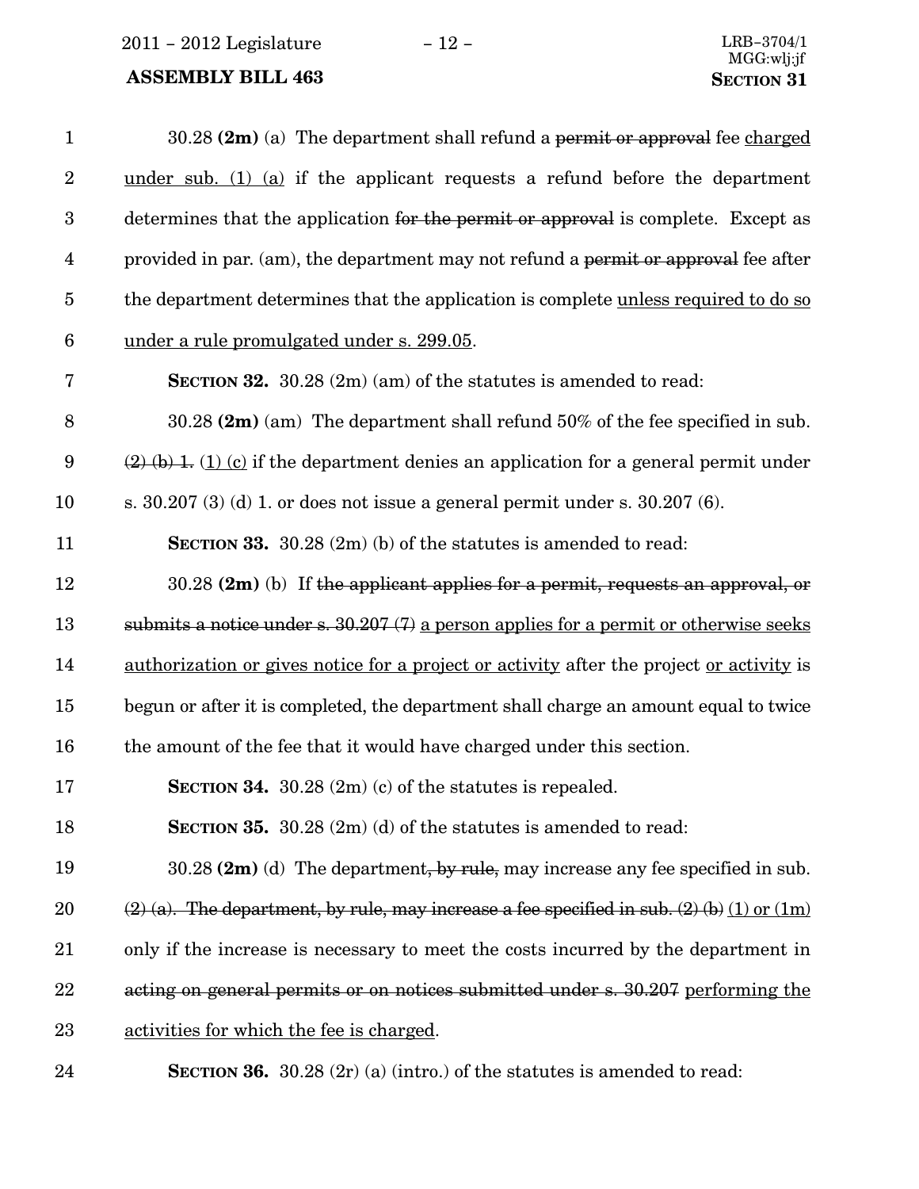30.28 **(2m)** (a) The department shall refund a ~~permit or approval~~ fee <u>charged under sub. (1) (a)</u> if the applicant requests a refund before the department determines that the application ~~for the permit or approval~~ is complete. Except as provided in par. (am), the department may not refund a ~~permit or approval~~ fee after the department determines that the application is complete <u>unless required to do so under a rule promulgated under s. 299.05</u>.

**SECTION 32.** 30.28 (2m) (am) of the statutes is amended to read:

30.28 **(2m)** (am) The department shall refund 50% of the fee specified in sub. ~~(2) (b) 1.~~ <u>(1) (c)</u> if the department denies an application for a general permit under s. 30.207 (3) (d) 1. or does not issue a general permit under s. 30.207 (6).

**SECTION 33.** 30.28 (2m) (b) of the statutes is amended to read:

30.28 **(2m)** (b) If ~~the applicant applies for a permit, requests an approval, or submits a notice under s. 30.207 (7)~~ <u>a person applies for a permit or otherwise seeks authorization or gives notice for a project or activity</u> after the project <u>or activity</u> is begun or after it is completed, the department shall charge an amount equal to twice the amount of the fee that it would have charged under this section.

**SECTION 34.** 30.28 (2m) (c) of the statutes is repealed.

**SECTION 35.** 30.28 (2m) (d) of the statutes is amended to read:

30.28 **(2m)** (d) The department~~, by rule,~~ may increase any fee specified in sub. ~~(2) (a). The department, by rule, may increase a fee specified in sub. (2) (b)~~ <u>(1) or (1m)</u> only if the increase is necessary to meet the costs incurred by the department in ~~acting on general permits or on notices submitted under s. 30.207~~ <u>performing the activities for which the fee is charged</u>.

**SECTION 36.** 30.28 (2r) (a) (intro.) of the statutes is amended to read: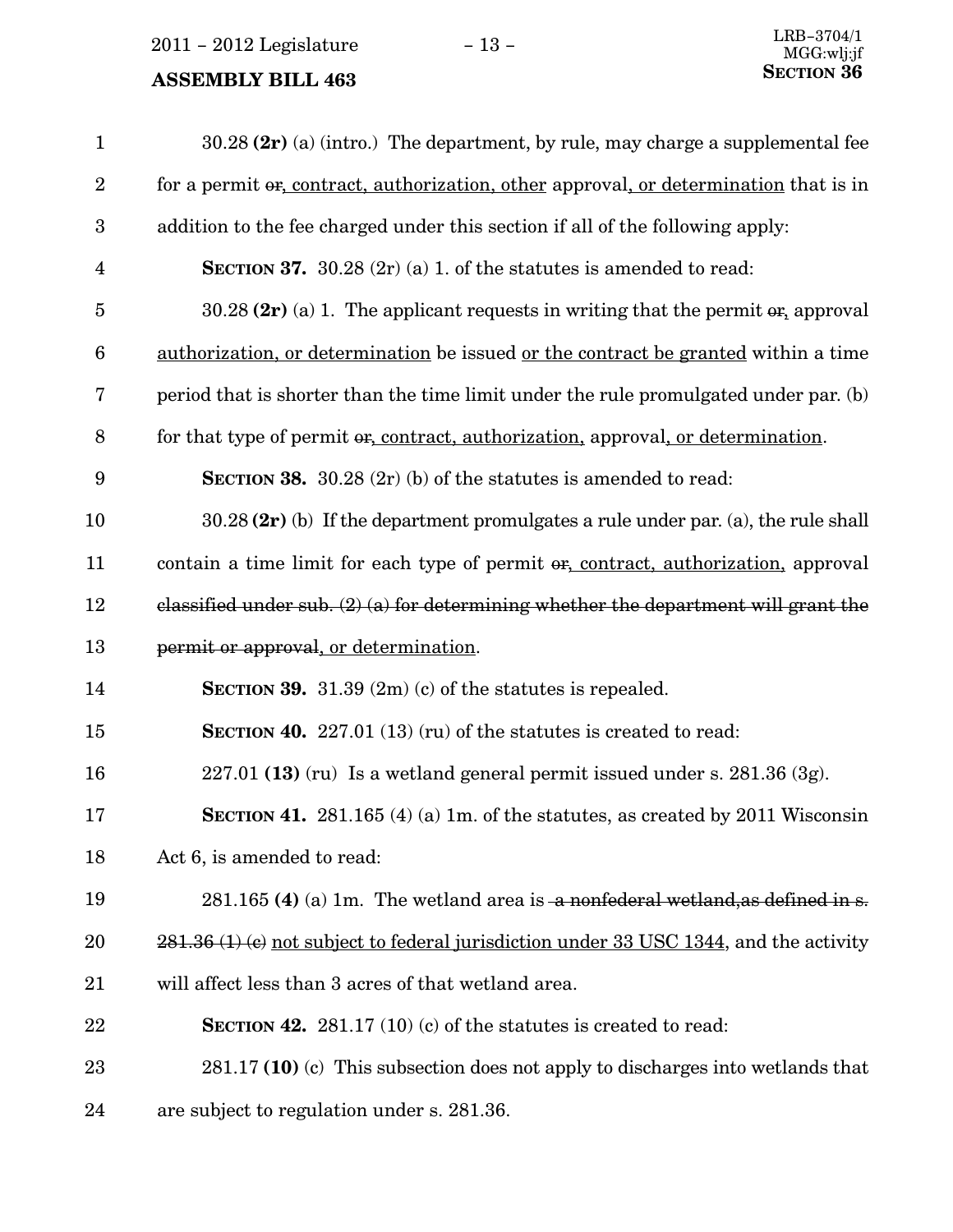30.28 **(2r)** (a) (intro.) The department, by rule, may charge a supplemental fee for a permit ~~or~~<u>, contract, authorization, other</u> approval<u>, or determination</u> that is in addition to the fee charged under this section if all of the following apply:

**SECTION 37.** 30.28 (2r) (a) 1. of the statutes is amended to read:

30.28 **(2r)** (a) 1. The applicant requests in writing that the permit ~~or~~, approval <u>authorization, or determination</u> be issued <u>or the contract be granted</u> within a time period that is shorter than the time limit under the rule promulgated under par. (b) for that type of permit ~~or~~<u>, contract, authorization,</u> approval<u>, or determination</u>.

**SECTION 38.** 30.28 (2r) (b) of the statutes is amended to read:

30.28 **(2r)** (b) If the department promulgates a rule under par. (a), the rule shall contain a time limit for each type of permit ~~or~~<u>, contract, authorization,</u> approval ~~classified under sub. (2) (a) for determining whether the department will grant the permit or approval~~<u>, or determination</u>.

**SECTION 39.** 31.39 (2m) (c) of the statutes is repealed.

**SECTION 40.** 227.01 (13) (ru) of the statutes is created to read:

227.01 **(13)** (ru) Is a wetland general permit issued under s. 281.36 (3g).

**SECTION 41.** 281.165 (4) (a) 1m. of the statutes, as created by 2011 Wisconsin Act 6, is amended to read:

281.165 **(4)** (a) 1m. The wetland area is ~~a nonfederal wetland,as defined in s. 281.36 (1) (c)~~ <u>not subject to federal jurisdiction under 33 USC 1344</u>, and the activity will affect less than 3 acres of that wetland area.

**SECTION 42.** 281.17 (10) (c) of the statutes is created to read:

281.17 **(10)** (c) This subsection does not apply to discharges into wetlands that are subject to regulation under s. 281.36.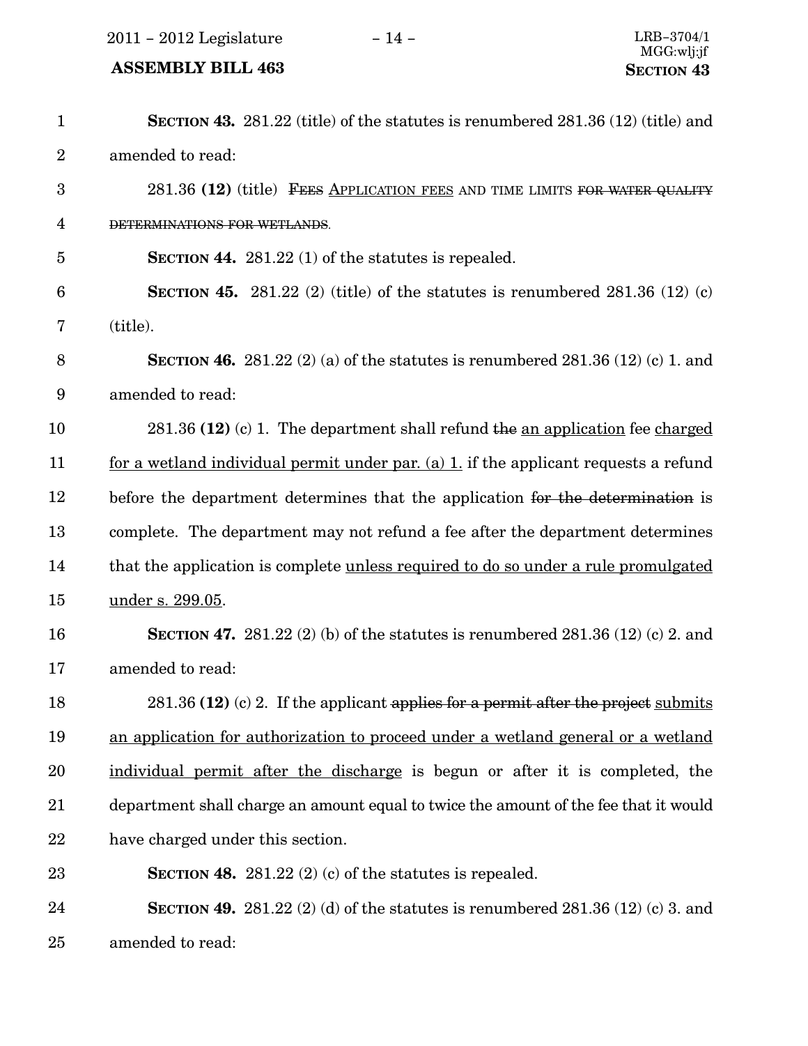**SECTION 43.** 281.22 (title) of the statutes is renumbered 281.36 (12) (title) and amended to read:

281.36 **(12)** (title) ~~FEES~~ APPLICATION FEES AND TIME LIMITS ~~FOR WATER QUALITY DETERMINATIONS FOR WETLANDS~~.

**SECTION 44.** 281.22 (1) of the statutes is repealed.

**SECTION 45.** 281.22 (2) (title) of the statutes is renumbered 281.36 (12) (c) (title).

**SECTION 46.** 281.22 (2) (a) of the statutes is renumbered 281.36 (12) (c) 1. and amended to read:

281.36 **(12)** (c) 1. The department shall refund ~~the~~ an application fee charged for a wetland individual permit under par. (a) 1. if the applicant requests a refund before the department determines that the application ~~for the determination~~ is complete. The department may not refund a fee after the department determines that the application is complete unless required to do so under a rule promulgated under s. 299.05.

**SECTION 47.** 281.22 (2) (b) of the statutes is renumbered 281.36 (12) (c) 2. and amended to read:

281.36 **(12)** (c) 2. If the applicant ~~applies for a permit after the project~~ submits an application for authorization to proceed under a wetland general or a wetland individual permit after the discharge is begun or after it is completed, the department shall charge an amount equal to twice the amount of the fee that it would have charged under this section.

**SECTION 48.** 281.22 (2) (c) of the statutes is repealed.

**SECTION 49.** 281.22 (2) (d) of the statutes is renumbered 281.36 (12) (c) 3. and amended to read: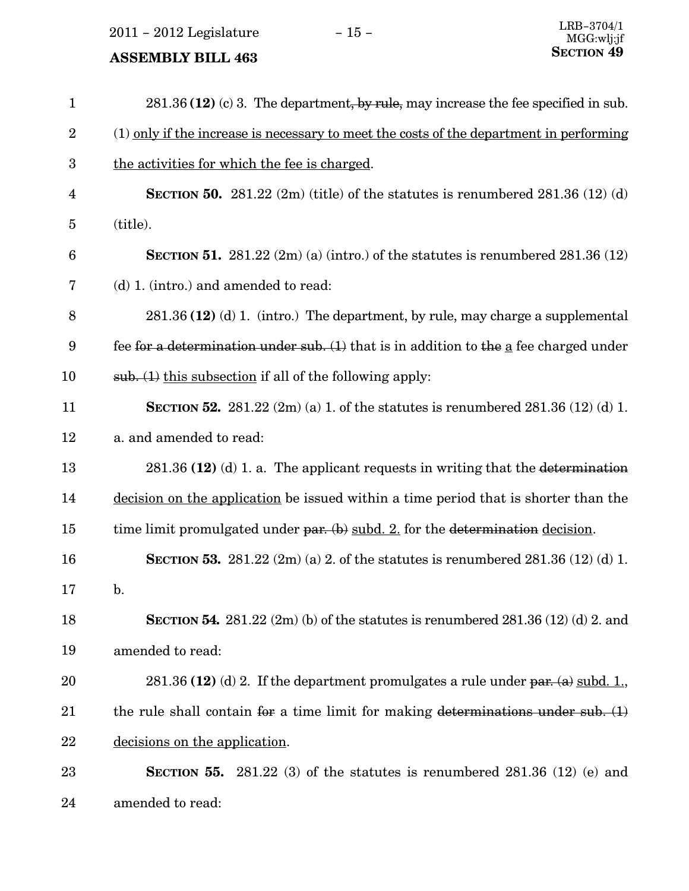281.36 **(12)** (c) 3. The department~~, by rule,~~ may increase the fee specified in sub. (1) <u>only if the increase is necessary to meet the costs of the department in performing the activities for which the fee is charged</u>.

**SECTION 50.** 281.22 (2m) (title) of the statutes is renumbered 281.36 (12) (d) (title).

**SECTION 51.** 281.22 (2m) (a) (intro.) of the statutes is renumbered 281.36 (12) (d) 1. (intro.) and amended to read:

281.36 **(12)** (d) 1. (intro.) The department, by rule, may charge a supplemental fee ~~for a determination under sub. (1)~~ that is in addition to ~~the~~ <u>a</u> fee charged under ~~sub. (1)~~ <u>this subsection</u> if all of the following apply:

**SECTION 52.** 281.22 (2m) (a) 1. of the statutes is renumbered 281.36 (12) (d) 1. a. and amended to read:

281.36 **(12)** (d) 1. a. The applicant requests in writing that the ~~determination~~ <u>decision on the application</u> be issued within a time period that is shorter than the time limit promulgated under ~~par. (b)~~ <u>subd. 2.</u> for the ~~determination~~ <u>decision</u>.

**SECTION 53.** 281.22 (2m) (a) 2. of the statutes is renumbered 281.36 (12) (d) 1. b.

**SECTION 54.** 281.22 (2m) (b) of the statutes is renumbered 281.36 (12) (d) 2. and amended to read:

281.36 **(12)** (d) 2. If the department promulgates a rule under ~~par. (a)~~ <u>subd. 1.</u>, the rule shall contain ~~for~~ a time limit for making ~~determinations under sub. (1)~~ <u>decisions on the application</u>.

**SECTION 55.** 281.22 (3) of the statutes is renumbered 281.36 (12) (e) and amended to read: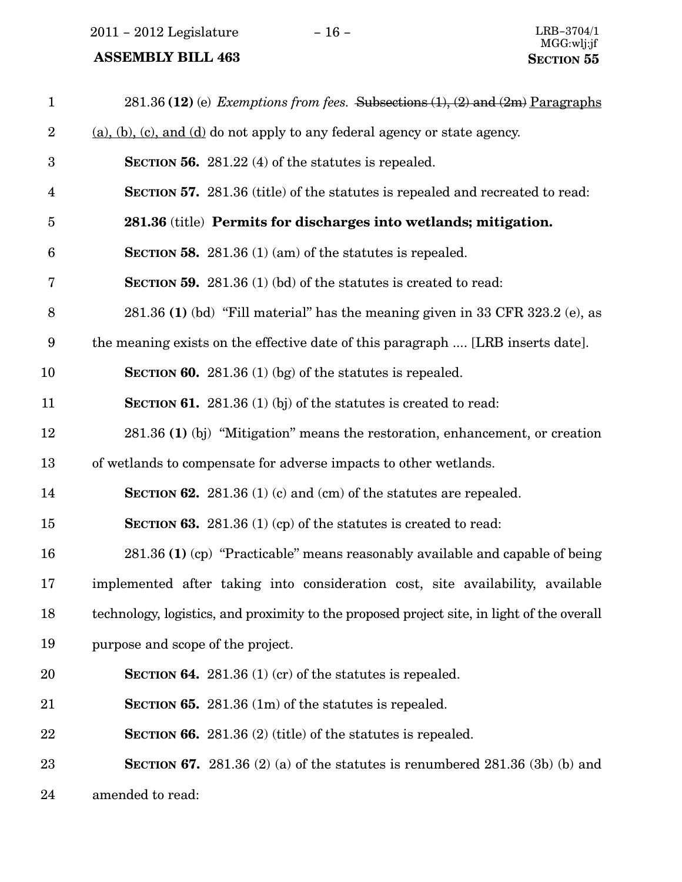281.36 **(12)** (e) *Exemptions from fees.* ~~Subsections (1), (2) and (2m)~~ <u>Paragraphs (a), (b), (c), and (d)</u> do not apply to any federal agency or state agency.

**SECTION 56.** 281.22 (4) of the statutes is repealed.

**SECTION 57.** 281.36 (title) of the statutes is repealed and recreated to read:

**281.36** (title) **Permits for discharges into wetlands; mitigation.**

**SECTION 58.** 281.36 (1) (am) of the statutes is repealed.

**SECTION 59.** 281.36 (1) (bd) of the statutes is created to read:

281.36 **(1)** (bd) "Fill material" has the meaning given in 33 CFR 323.2 (e), as the meaning exists on the effective date of this paragraph .... [LRB inserts date].

**SECTION 60.** 281.36 (1) (bg) of the statutes is repealed.

**SECTION 61.** 281.36 (1) (bj) of the statutes is created to read:

281.36 **(1)** (bj) "Mitigation" means the restoration, enhancement, or creation of wetlands to compensate for adverse impacts to other wetlands.

**SECTION 62.** 281.36 (1) (c) and (cm) of the statutes are repealed.

**SECTION 63.** 281.36 (1) (cp) of the statutes is created to read:

281.36 **(1)** (cp) "Practicable" means reasonably available and capable of being implemented after taking into consideration cost, site availability, available technology, logistics, and proximity to the proposed project site, in light of the overall purpose and scope of the project.

**SECTION 64.** 281.36 (1) (cr) of the statutes is repealed.

**SECTION 65.** 281.36 (1m) of the statutes is repealed.

**SECTION 66.** 281.36 (2) (title) of the statutes is repealed.

**SECTION 67.** 281.36 (2) (a) of the statutes is renumbered 281.36 (3b) (b) and amended to read: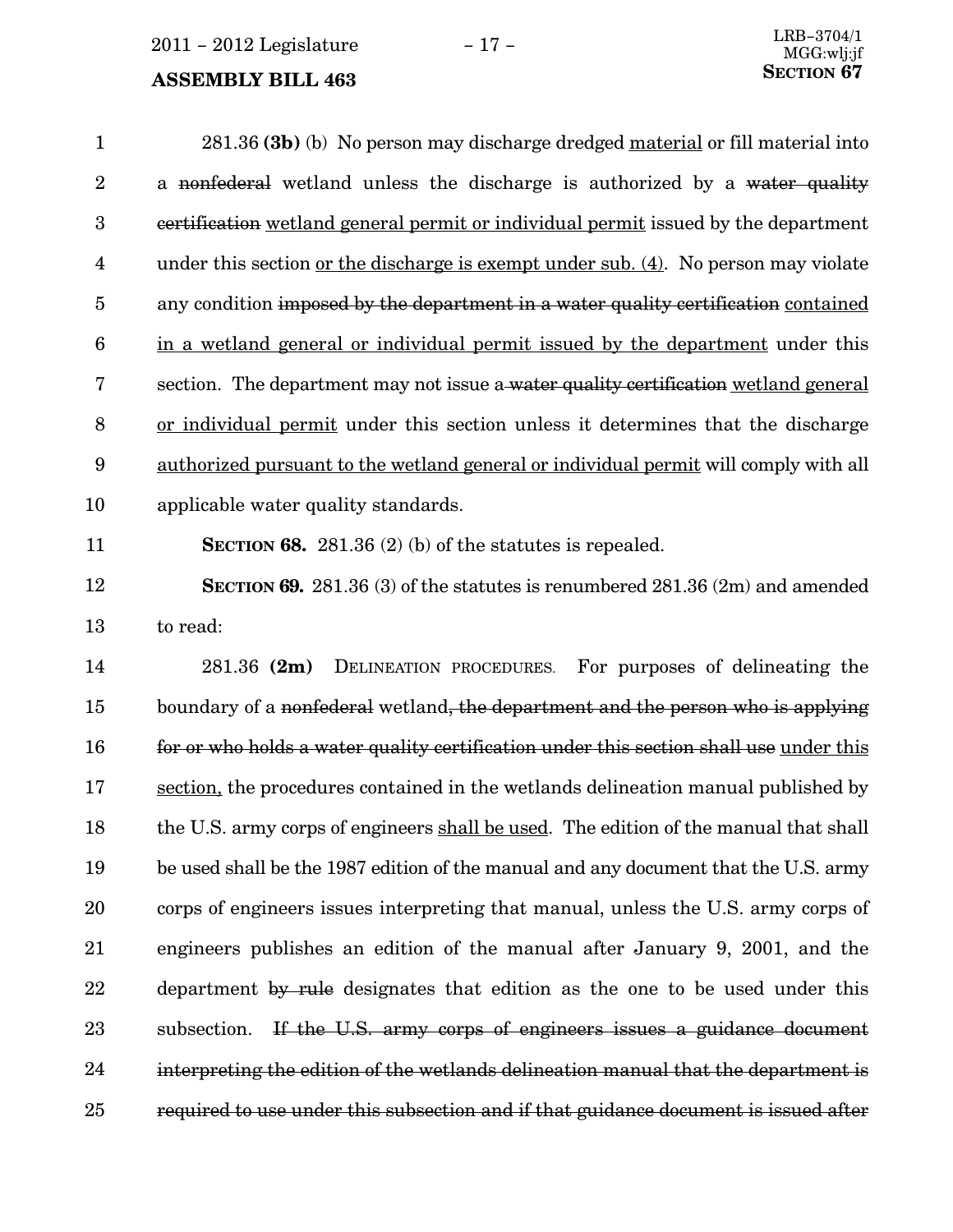281.36 **(3b)** (b) No person may discharge dredged <u>material</u> or fill material into a ~~nonfederal~~ wetland unless the discharge is authorized by a ~~water quality certification~~ <u>wetland general permit or individual permit</u> issued by the department under this section <u>or the discharge is exempt under sub. (4)</u>. No person may violate any condition ~~imposed by the department in a water quality certification~~ <u>contained in a wetland general or individual permit issued by the department</u> under this section. The department may not issue a ~~water quality certification~~ <u>wetland general or individual permit</u> under this section unless it determines that the discharge <u>authorized pursuant to the wetland general or individual permit</u> will comply with all applicable water quality standards.

**SECTION 68.** 281.36 (2) (b) of the statutes is repealed.

**SECTION 69.** 281.36 (3) of the statutes is renumbered 281.36 (2m) and amended to read:

281.36 **(2m)** DELINEATION PROCEDURES. For purposes of delineating the boundary of a ~~nonfederal~~ wetland~~, the department and the person who is applying for or who holds a water quality certification under this section shall use~~ <u>under this section,</u> the procedures contained in the wetlands delineation manual published by the U.S. army corps of engineers <u>shall be used</u>. The edition of the manual that shall be used shall be the 1987 edition of the manual and any document that the U.S. army corps of engineers issues interpreting that manual, unless the U.S. army corps of engineers publishes an edition of the manual after January 9, 2001, and the department ~~by rule~~ designates that edition as the one to be used under this subsection. ~~If the U.S. army corps of engineers issues a guidance document interpreting the edition of the wetlands delineation manual that the department is required to use under this subsection and if that guidance document is issued after~~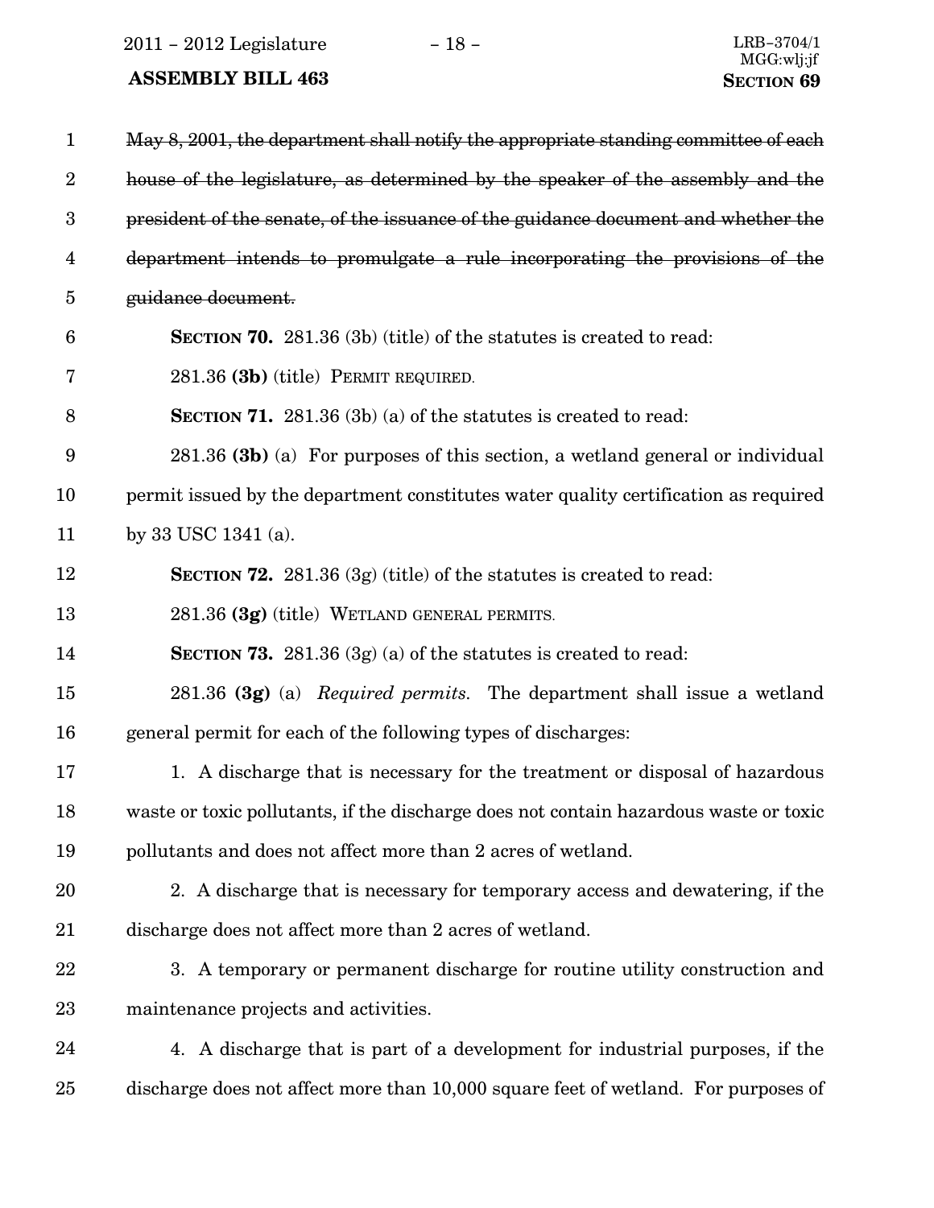~~May 8, 2001, the department shall notify the appropriate standing committee of each house of the legislature, as determined by the speaker of the assembly and the president of the senate, of the issuance of the guidance document and whether the department intends to promulgate a rule incorporating the provisions of the guidance document.~~

**SECTION 70.** 281.36 (3b) (title) of the statutes is created to read:

281.36 **(3b)** (title) PERMIT REQUIRED.

**SECTION 71.** 281.36 (3b) (a) of the statutes is created to read:

281.36 **(3b)** (a) For purposes of this section, a wetland general or individual permit issued by the department constitutes water quality certification as required by 33 USC 1341 (a).

**SECTION 72.** 281.36 (3g) (title) of the statutes is created to read:

281.36 **(3g)** (title) WETLAND GENERAL PERMITS.

**SECTION 73.** 281.36 (3g) (a) of the statutes is created to read:

281.36 **(3g)** (a) *Required permits.* The department shall issue a wetland general permit for each of the following types of discharges:

1. A discharge that is necessary for the treatment or disposal of hazardous waste or toxic pollutants, if the discharge does not contain hazardous waste or toxic pollutants and does not affect more than 2 acres of wetland.

2. A discharge that is necessary for temporary access and dewatering, if the discharge does not affect more than 2 acres of wetland.

3. A temporary or permanent discharge for routine utility construction and maintenance projects and activities.

4. A discharge that is part of a development for industrial purposes, if the discharge does not affect more than 10,000 square feet of wetland. For purposes of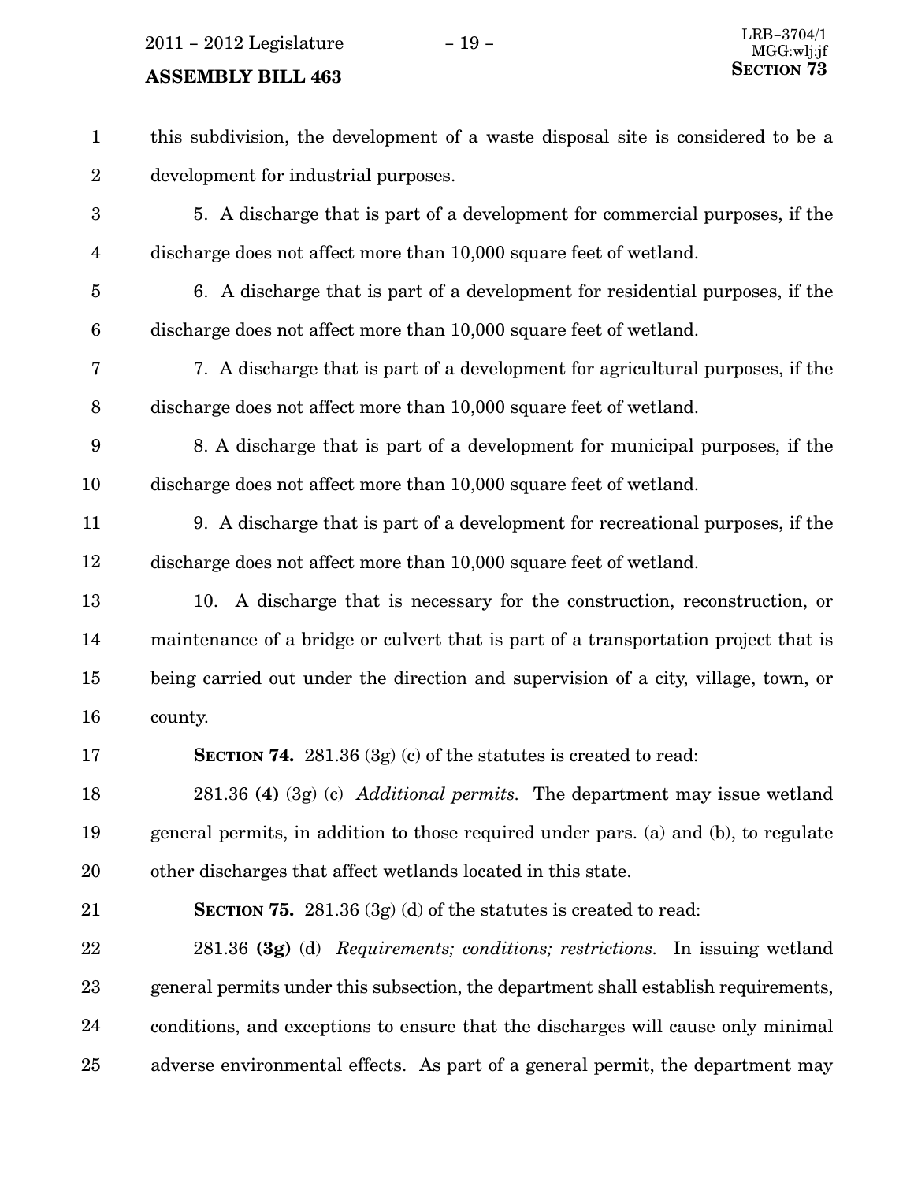this subdivision, the development of a waste disposal site is considered to be a development for industrial purposes.

5. A discharge that is part of a development for commercial purposes, if the discharge does not affect more than 10,000 square feet of wetland.

6. A discharge that is part of a development for residential purposes, if the discharge does not affect more than 10,000 square feet of wetland.

7. A discharge that is part of a development for agricultural purposes, if the discharge does not affect more than 10,000 square feet of wetland.

8. A discharge that is part of a development for municipal purposes, if the discharge does not affect more than 10,000 square feet of wetland.

9. A discharge that is part of a development for recreational purposes, if the discharge does not affect more than 10,000 square feet of wetland.

10. A discharge that is necessary for the construction, reconstruction, or maintenance of a bridge or culvert that is part of a transportation project that is being carried out under the direction and supervision of a city, village, town, or county.

**SECTION 74.** 281.36 (3g) (c) of the statutes is created to read:

281.36 **(4)** (3g) (c) *Additional permits.* The department may issue wetland general permits, in addition to those required under pars. (a) and (b), to regulate other discharges that affect wetlands located in this state.

**SECTION 75.** 281.36 (3g) (d) of the statutes is created to read:

281.36 **(3g)** (d) *Requirements; conditions; restrictions.* In issuing wetland general permits under this subsection, the department shall establish requirements, conditions, and exceptions to ensure that the discharges will cause only minimal adverse environmental effects. As part of a general permit, the department may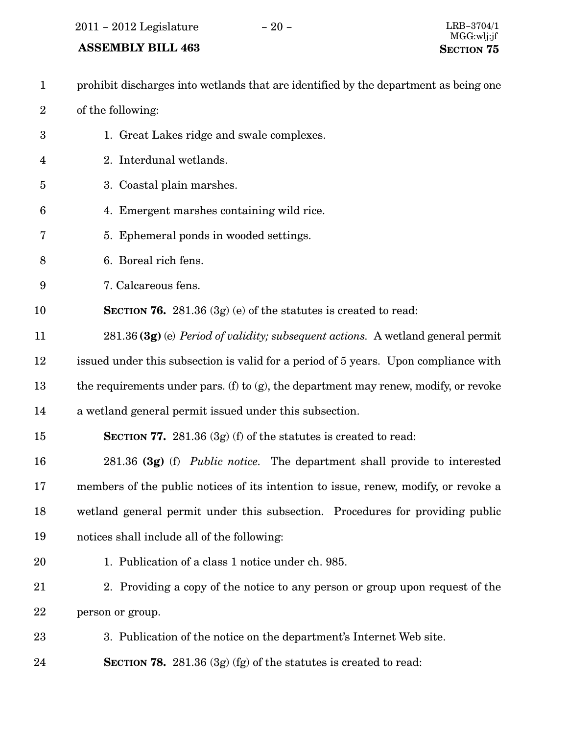prohibit discharges into wetlands that are identified by the department as being one of the following:

1. Great Lakes ridge and swale complexes.

2. Interdunal wetlands.

3. Coastal plain marshes.

4. Emergent marshes containing wild rice.

5. Ephemeral ponds in wooded settings.

6. Boreal rich fens.

7. Calcareous fens.

**SECTION 76.** 281.36 (3g) (e) of the statutes is created to read:

281.36 **(3g)** (e) *Period of validity; subsequent actions.* A wetland general permit issued under this subsection is valid for a period of 5 years. Upon compliance with the requirements under pars. (f) to (g), the department may renew, modify, or revoke a wetland general permit issued under this subsection.

**SECTION 77.** 281.36 (3g) (f) of the statutes is created to read:

281.36 **(3g)** (f) *Public notice.* The department shall provide to interested members of the public notices of its intention to issue, renew, modify, or revoke a wetland general permit under this subsection. Procedures for providing public notices shall include all of the following:

1. Publication of a class 1 notice under ch. 985.

2. Providing a copy of the notice to any person or group upon request of the person or group.

3. Publication of the notice on the department's Internet Web site.

**SECTION 78.** 281.36 (3g) (fg) of the statutes is created to read: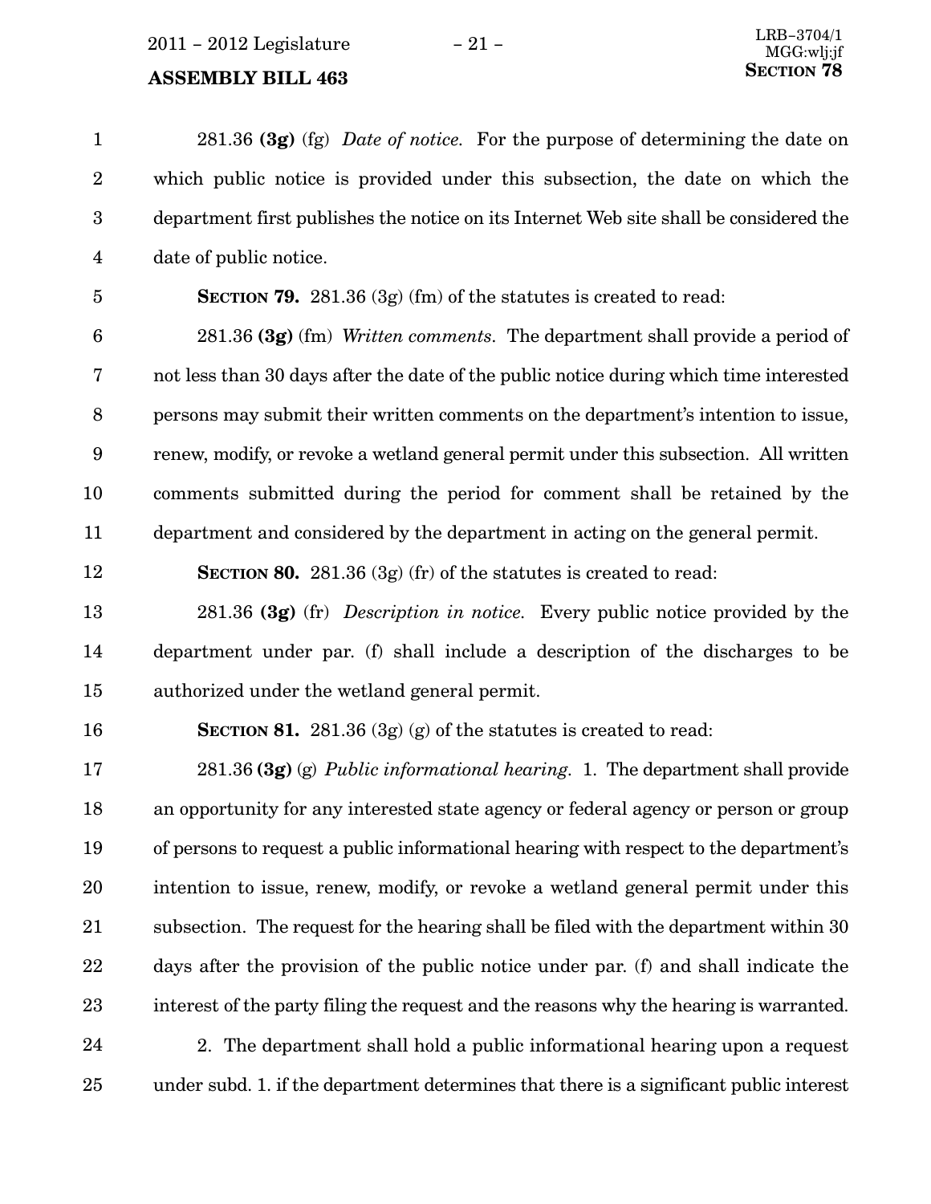281.36 **(3g)** (fg) *Date of notice.* For the purpose of determining the date on which public notice is provided under this subsection, the date on which the department first publishes the notice on its Internet Web site shall be considered the date of public notice.

**SECTION 79.** 281.36 (3g) (fm) of the statutes is created to read:

281.36 **(3g)** (fm) *Written comments.* The department shall provide a period of not less than 30 days after the date of the public notice during which time interested persons may submit their written comments on the department's intention to issue, renew, modify, or revoke a wetland general permit under this subsection. All written comments submitted during the period for comment shall be retained by the department and considered by the department in acting on the general permit.

**SECTION 80.** 281.36 (3g) (fr) of the statutes is created to read:

281.36 **(3g)** (fr) *Description in notice.* Every public notice provided by the department under par. (f) shall include a description of the discharges to be authorized under the wetland general permit.

**SECTION 81.** 281.36 (3g) (g) of the statutes is created to read:

281.36 **(3g)** (g) *Public informational hearing.* 1. The department shall provide an opportunity for any interested state agency or federal agency or person or group of persons to request a public informational hearing with respect to the department's intention to issue, renew, modify, or revoke a wetland general permit under this subsection. The request for the hearing shall be filed with the department within 30 days after the provision of the public notice under par. (f) and shall indicate the interest of the party filing the request and the reasons why the hearing is warranted.

2. The department shall hold a public informational hearing upon a request under subd. 1. if the department determines that there is a significant public interest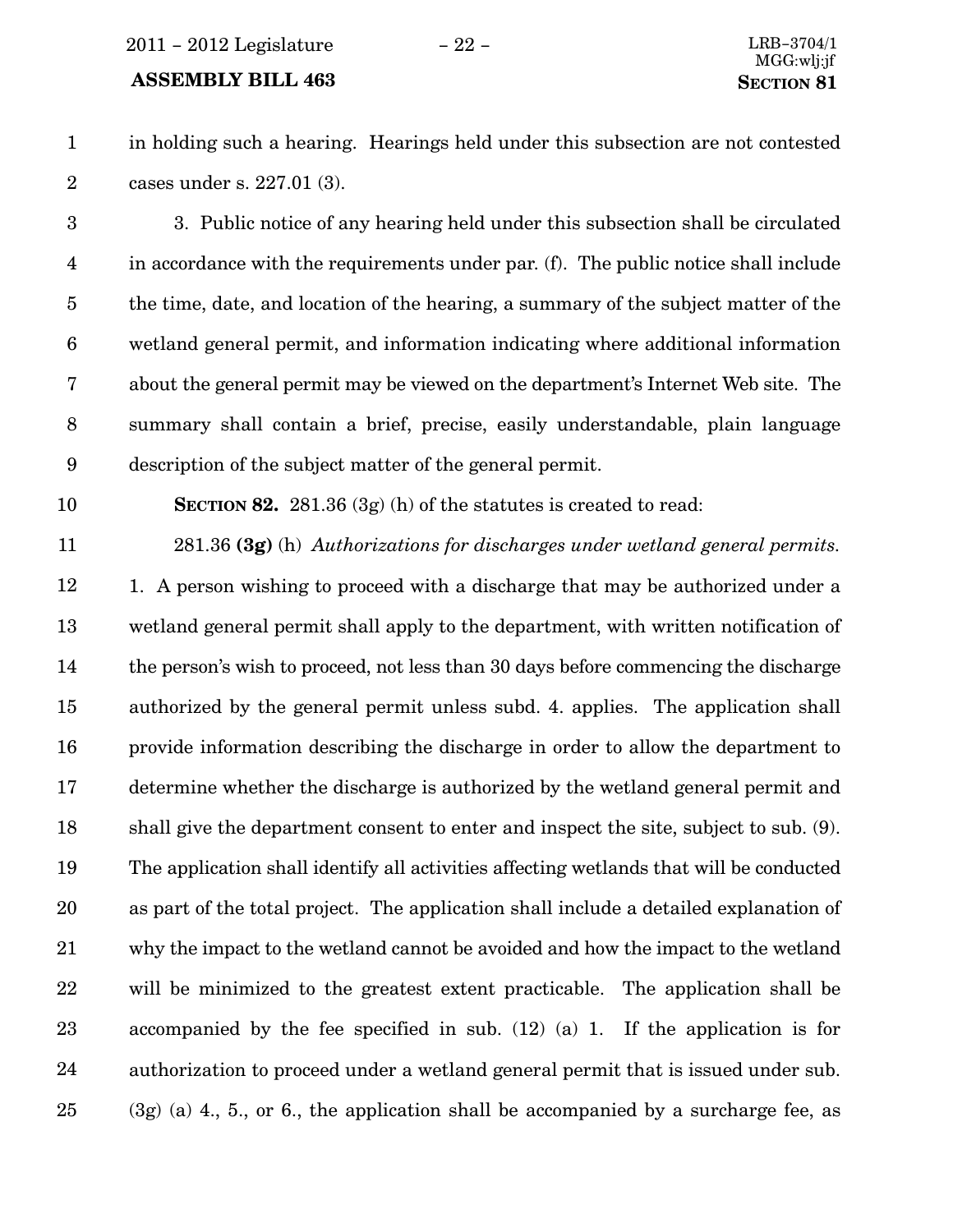in holding such a hearing. Hearings held under this subsection are not contested cases under s. 227.01 (3).

3. Public notice of any hearing held under this subsection shall be circulated in accordance with the requirements under par. (f). The public notice shall include the time, date, and location of the hearing, a summary of the subject matter of the wetland general permit, and information indicating where additional information about the general permit may be viewed on the department's Internet Web site. The summary shall contain a brief, precise, easily understandable, plain language description of the subject matter of the general permit.

**SECTION 82.** 281.36 (3g) (h) of the statutes is created to read:

281.36 **(3g)** (h) *Authorizations for discharges under wetland general permits.* 1. A person wishing to proceed with a discharge that may be authorized under a wetland general permit shall apply to the department, with written notification of the person's wish to proceed, not less than 30 days before commencing the discharge authorized by the general permit unless subd. 4. applies. The application shall provide information describing the discharge in order to allow the department to determine whether the discharge is authorized by the wetland general permit and shall give the department consent to enter and inspect the site, subject to sub. (9). The application shall identify all activities affecting wetlands that will be conducted as part of the total project. The application shall include a detailed explanation of why the impact to the wetland cannot be avoided and how the impact to the wetland will be minimized to the greatest extent practicable. The application shall be accompanied by the fee specified in sub. (12) (a) 1. If the application is for authorization to proceed under a wetland general permit that is issued under sub. (3g) (a) 4., 5., or 6., the application shall be accompanied by a surcharge fee, as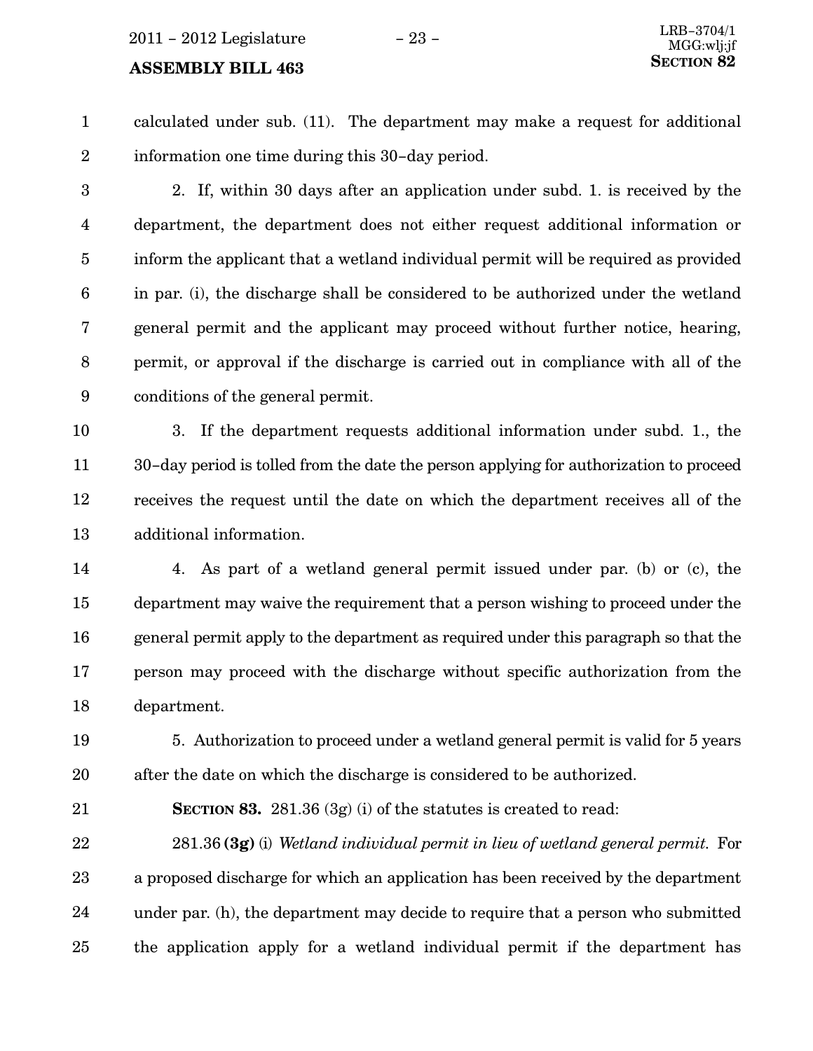calculated under sub. (11). The department may make a request for additional information one time during this 30-day period.

2. If, within 30 days after an application under subd. 1. is received by the department, the department does not either request additional information or inform the applicant that a wetland individual permit will be required as provided in par. (i), the discharge shall be considered to be authorized under the wetland general permit and the applicant may proceed without further notice, hearing, permit, or approval if the discharge is carried out in compliance with all of the conditions of the general permit.

3. If the department requests additional information under subd. 1., the 30-day period is tolled from the date the person applying for authorization to proceed receives the request until the date on which the department receives all of the additional information.

4. As part of a wetland general permit issued under par. (b) or (c), the department may waive the requirement that a person wishing to proceed under the general permit apply to the department as required under this paragraph so that the person may proceed with the discharge without specific authorization from the department.

5. Authorization to proceed under a wetland general permit is valid for 5 years after the date on which the discharge is considered to be authorized.

**SECTION 83.** 281.36 (3g) (i) of the statutes is created to read:

281.36 **(3g)** (i) *Wetland individual permit in lieu of wetland general permit.* For a proposed discharge for which an application has been received by the department under par. (h), the department may decide to require that a person who submitted the application apply for a wetland individual permit if the department has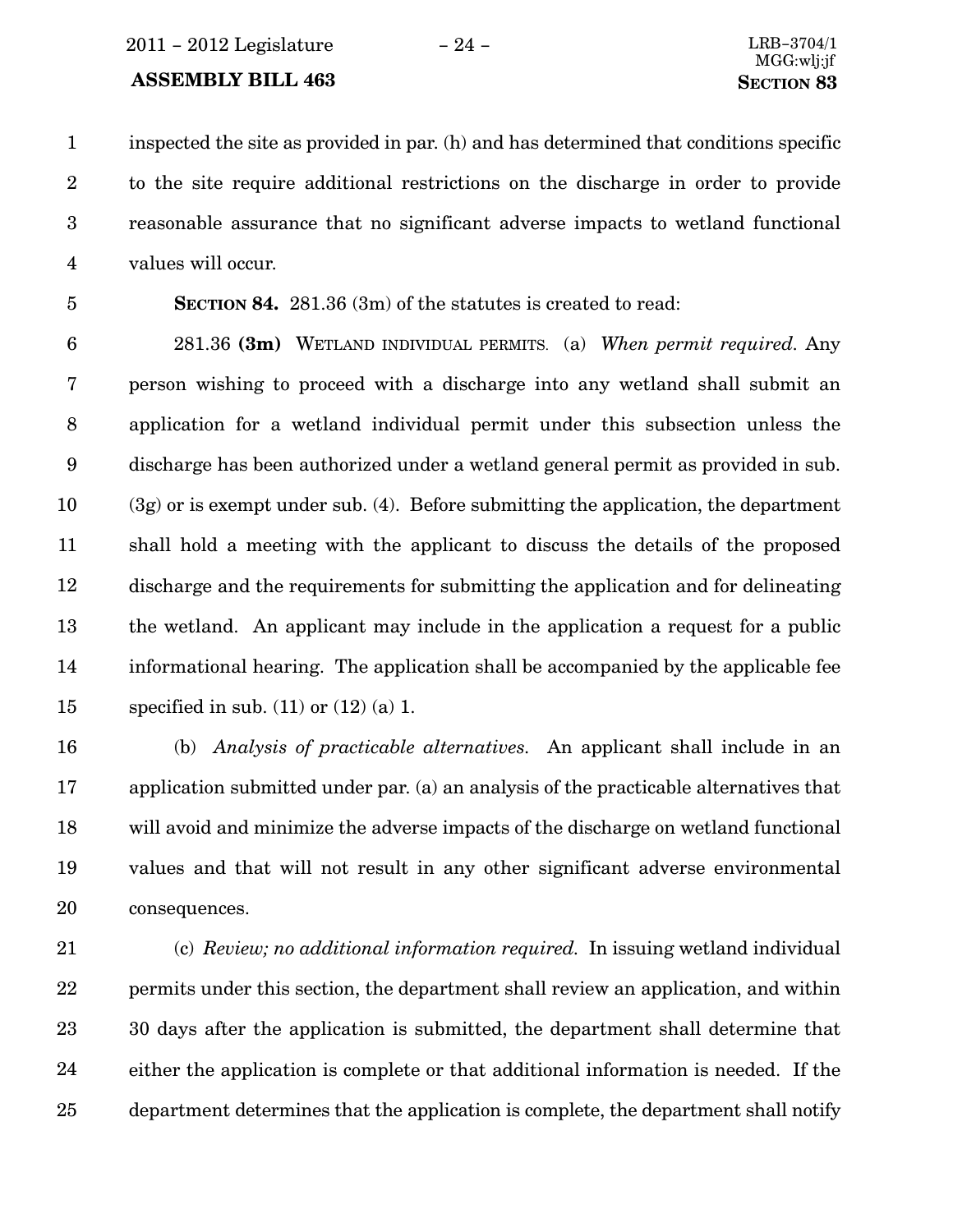inspected the site as provided in par. (h) and has determined that conditions specific to the site require additional restrictions on the discharge in order to provide reasonable assurance that no significant adverse impacts to wetland functional values will occur.

**SECTION 84.** 281.36 (3m) of the statutes is created to read:

281.36 **(3m)** WETLAND INDIVIDUAL PERMITS. (a) *When permit required.* Any person wishing to proceed with a discharge into any wetland shall submit an application for a wetland individual permit under this subsection unless the discharge has been authorized under a wetland general permit as provided in sub. (3g) or is exempt under sub. (4). Before submitting the application, the department shall hold a meeting with the applicant to discuss the details of the proposed discharge and the requirements for submitting the application and for delineating the wetland. An applicant may include in the application a request for a public informational hearing. The application shall be accompanied by the applicable fee specified in sub. (11) or (12) (a) 1.

(b) *Analysis of practicable alternatives.* An applicant shall include in an application submitted under par. (a) an analysis of the practicable alternatives that will avoid and minimize the adverse impacts of the discharge on wetland functional values and that will not result in any other significant adverse environmental consequences.

(c) *Review; no additional information required.* In issuing wetland individual permits under this section, the department shall review an application, and within 30 days after the application is submitted, the department shall determine that either the application is complete or that additional information is needed. If the department determines that the application is complete, the department shall notify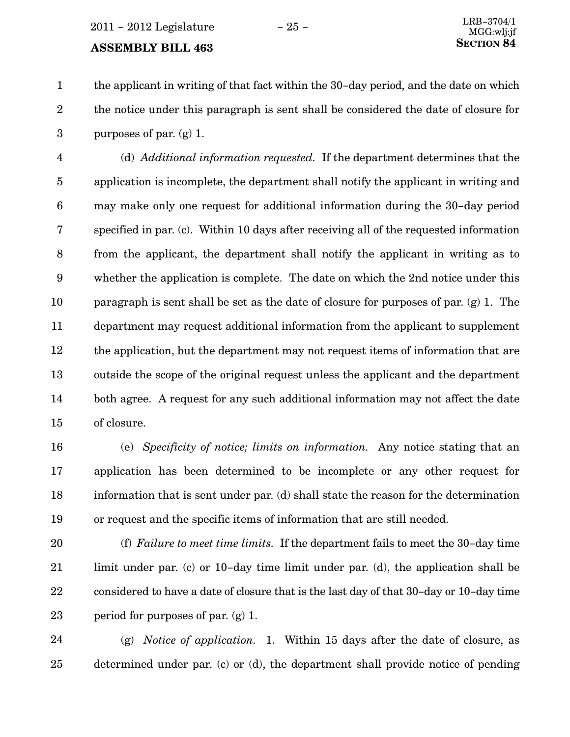the applicant in writing of that fact within the 30–day period, and the date on which the notice under this paragraph is sent shall be considered the date of closure for purposes of par. (g) 1.

(d) *Additional information requested.* If the department determines that the application is incomplete, the department shall notify the applicant in writing and may make only one request for additional information during the 30–day period specified in par. (c). Within 10 days after receiving all of the requested information from the applicant, the department shall notify the applicant in writing as to whether the application is complete. The date on which the 2nd notice under this paragraph is sent shall be set as the date of closure for purposes of par. (g) 1. The department may request additional information from the applicant to supplement the application, but the department may not request items of information that are outside the scope of the original request unless the applicant and the department both agree. A request for any such additional information may not affect the date of closure.

(e) *Specificity of notice; limits on information.* Any notice stating that an application has been determined to be incomplete or any other request for information that is sent under par. (d) shall state the reason for the determination or request and the specific items of information that are still needed.

(f) *Failure to meet time limits.* If the department fails to meet the 30–day time limit under par. (c) or 10–day time limit under par. (d), the application shall be considered to have a date of closure that is the last day of that 30–day or 10–day time period for purposes of par. (g) 1.

(g) *Notice of application.* 1. Within 15 days after the date of closure, as determined under par. (c) or (d), the department shall provide notice of pending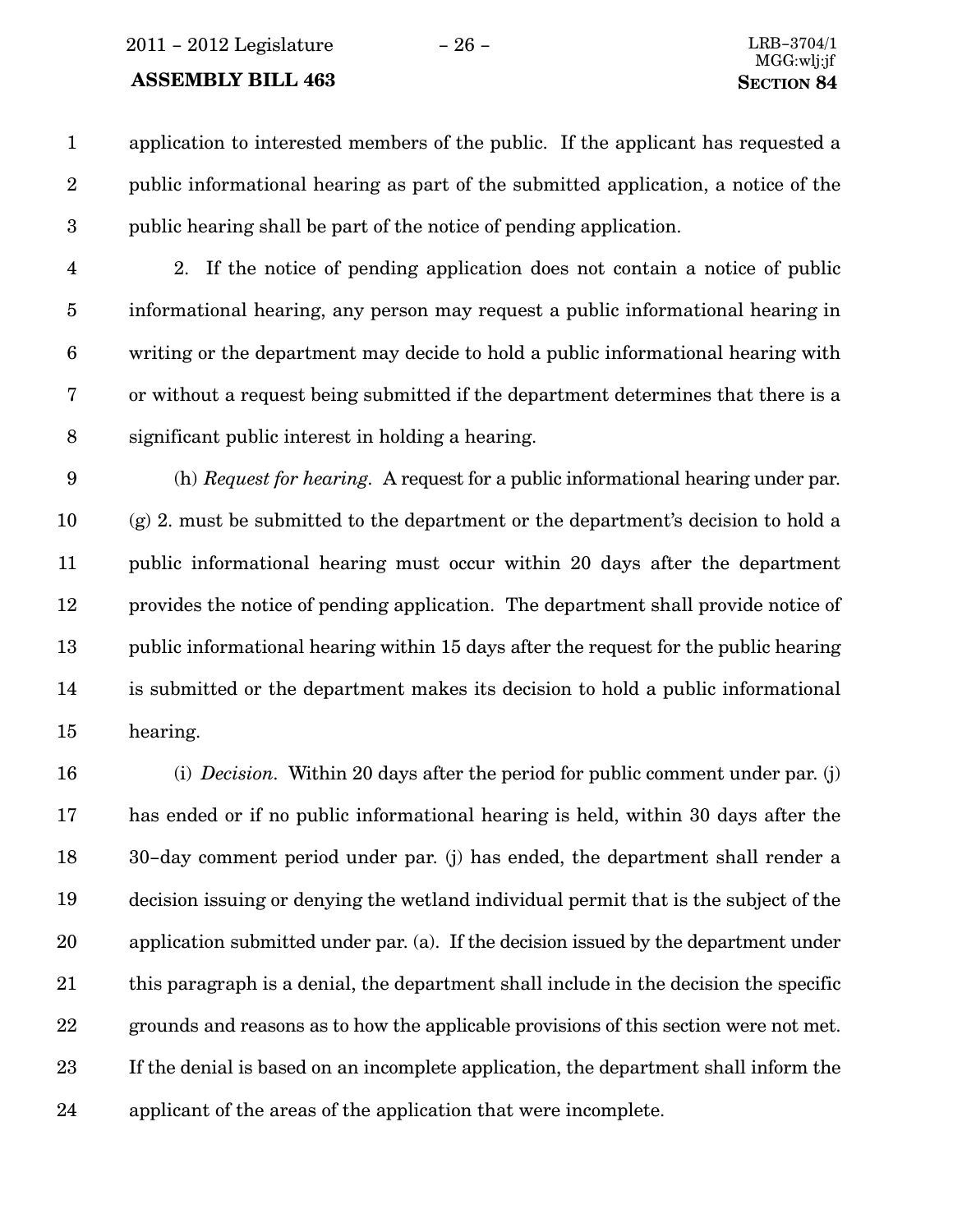application to interested members of the public. If the applicant has requested a public informational hearing as part of the submitted application, a notice of the public hearing shall be part of the notice of pending application.

2. If the notice of pending application does not contain a notice of public informational hearing, any person may request a public informational hearing in writing or the department may decide to hold a public informational hearing with or without a request being submitted if the department determines that there is a significant public interest in holding a hearing.

(h) *Request for hearing*. A request for a public informational hearing under par. (g) 2. must be submitted to the department or the department's decision to hold a public informational hearing must occur within 20 days after the department provides the notice of pending application. The department shall provide notice of public informational hearing within 15 days after the request for the public hearing is submitted or the department makes its decision to hold a public informational hearing.

(i) *Decision*. Within 20 days after the period for public comment under par. (j) has ended or if no public informational hearing is held, within 30 days after the 30-day comment period under par. (j) has ended, the department shall render a decision issuing or denying the wetland individual permit that is the subject of the application submitted under par. (a). If the decision issued by the department under this paragraph is a denial, the department shall include in the decision the specific grounds and reasons as to how the applicable provisions of this section were not met. If the denial is based on an incomplete application, the department shall inform the applicant of the areas of the application that were incomplete.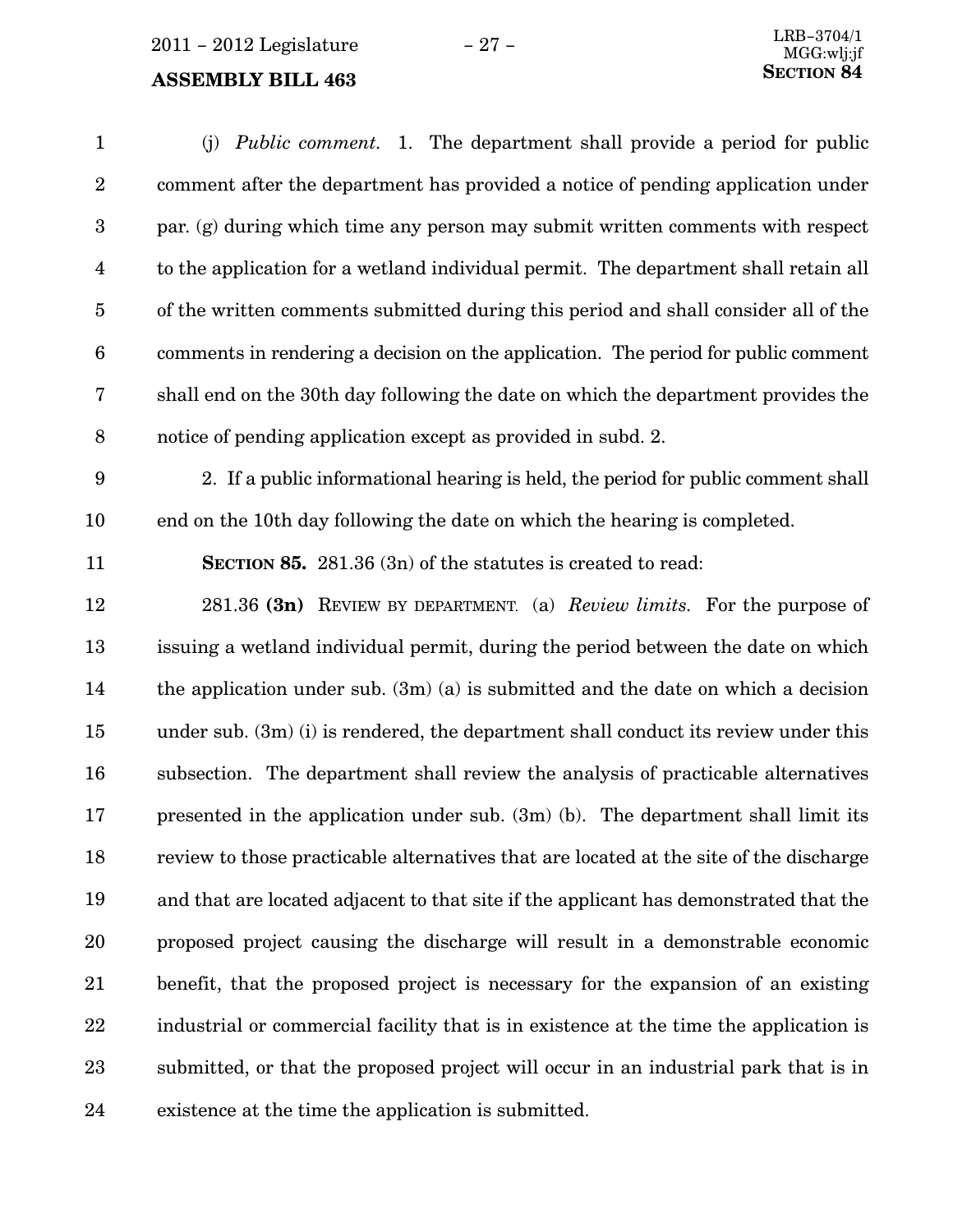(j) *Public comment.* 1. The department shall provide a period for public comment after the department has provided a notice of pending application under par. (g) during which time any person may submit written comments with respect to the application for a wetland individual permit. The department shall retain all of the written comments submitted during this period and shall consider all of the comments in rendering a decision on the application. The period for public comment shall end on the 30th day following the date on which the department provides the notice of pending application except as provided in subd. 2.

2. If a public informational hearing is held, the period for public comment shall end on the 10th day following the date on which the hearing is completed.

**SECTION 85.** 281.36 (3n) of the statutes is created to read:

281.36 **(3n)** REVIEW BY DEPARTMENT. (a) *Review limits.* For the purpose of issuing a wetland individual permit, during the period between the date on which the application under sub. (3m) (a) is submitted and the date on which a decision under sub. (3m) (i) is rendered, the department shall conduct its review under this subsection. The department shall review the analysis of practicable alternatives presented in the application under sub. (3m) (b). The department shall limit its review to those practicable alternatives that are located at the site of the discharge and that are located adjacent to that site if the applicant has demonstrated that the proposed project causing the discharge will result in a demonstrable economic benefit, that the proposed project is necessary for the expansion of an existing industrial or commercial facility that is in existence at the time the application is submitted, or that the proposed project will occur in an industrial park that is in existence at the time the application is submitted.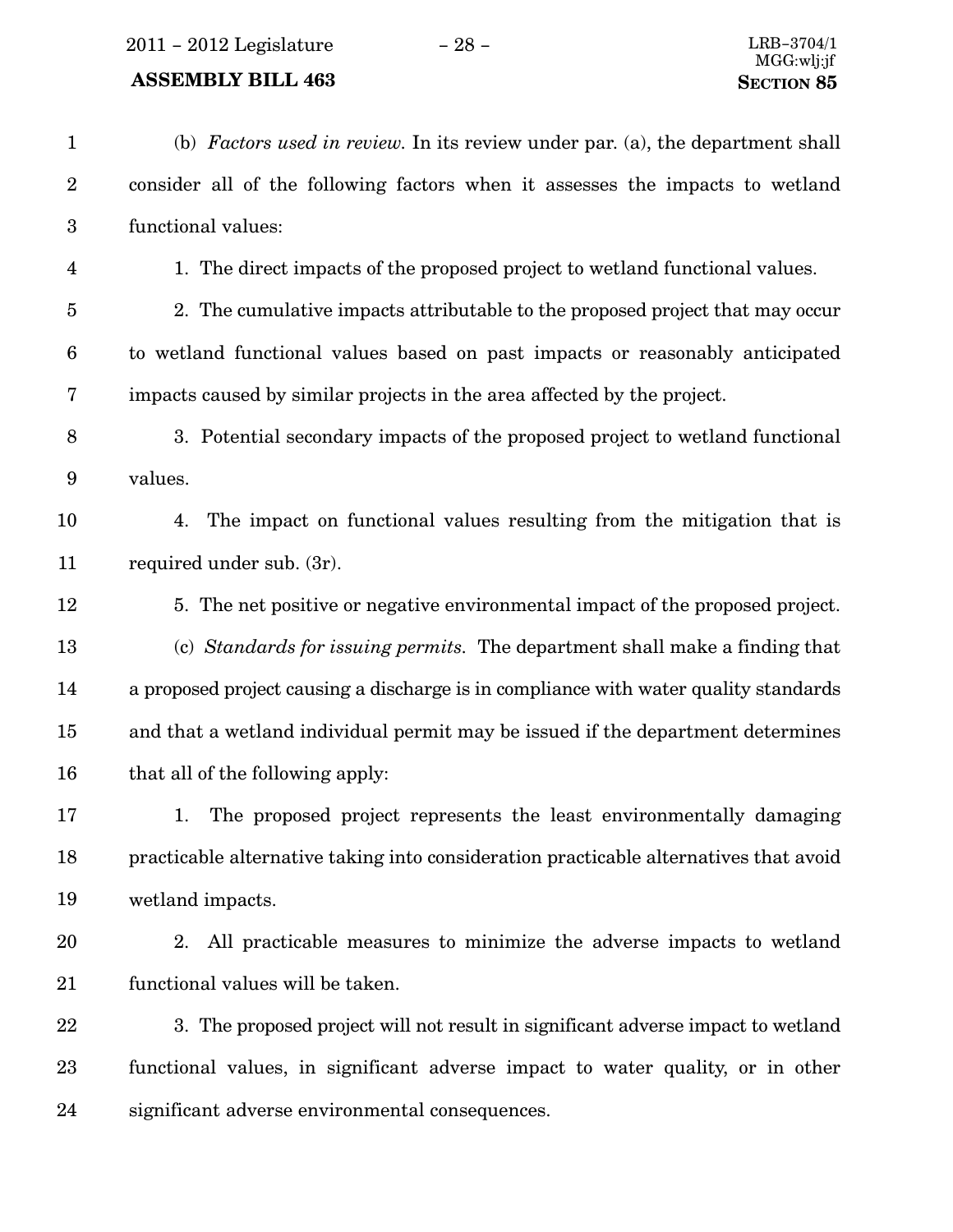(b) *Factors used in review.* In its review under par. (a), the department shall consider all of the following factors when it assesses the impacts to wetland functional values:

1. The direct impacts of the proposed project to wetland functional values.

2. The cumulative impacts attributable to the proposed project that may occur to wetland functional values based on past impacts or reasonably anticipated impacts caused by similar projects in the area affected by the project.

3. Potential secondary impacts of the proposed project to wetland functional values.

4. The impact on functional values resulting from the mitigation that is required under sub. (3r).

5. The net positive or negative environmental impact of the proposed project.

(c) *Standards for issuing permits.* The department shall make a finding that a proposed project causing a discharge is in compliance with water quality standards and that a wetland individual permit may be issued if the department determines that all of the following apply:

1. The proposed project represents the least environmentally damaging practicable alternative taking into consideration practicable alternatives that avoid wetland impacts.

2. All practicable measures to minimize the adverse impacts to wetland functional values will be taken.

3. The proposed project will not result in significant adverse impact to wetland functional values, in significant adverse impact to water quality, or in other significant adverse environmental consequences.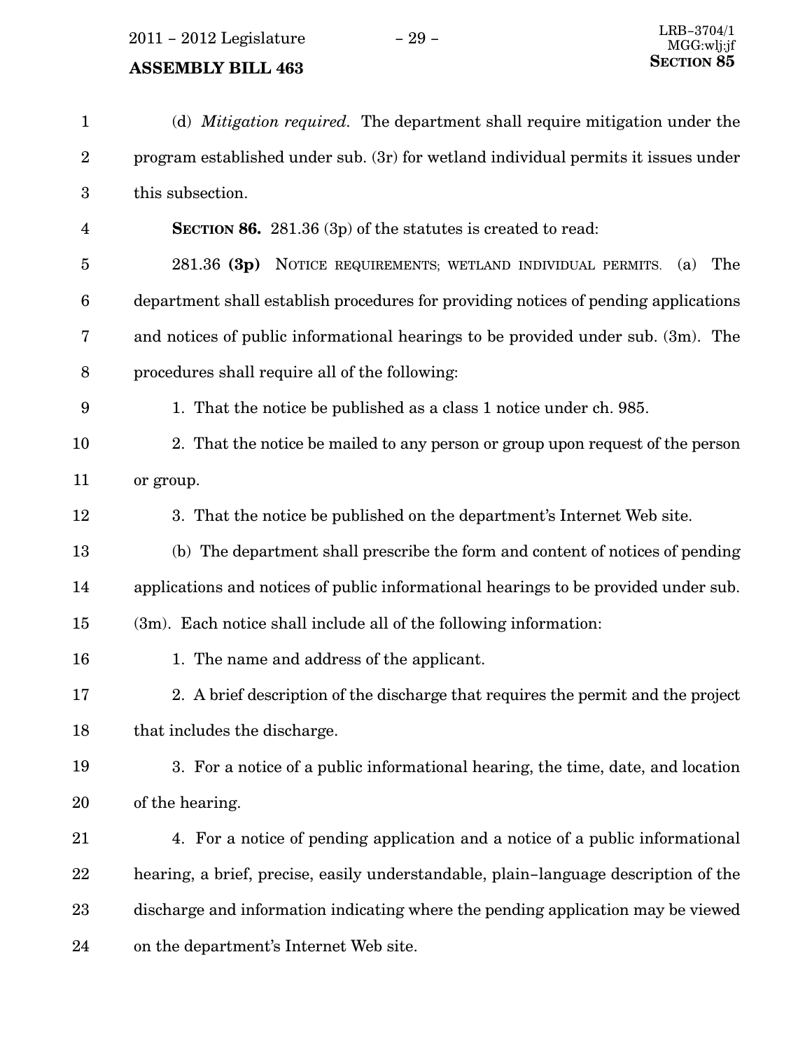(d) *Mitigation required.* The department shall require mitigation under the program established under sub. (3r) for wetland individual permits it issues under this subsection.

**SECTION 86.** 281.36 (3p) of the statutes is created to read:

281.36 **(3p)** NOTICE REQUIREMENTS; WETLAND INDIVIDUAL PERMITS. (a) The department shall establish procedures for providing notices of pending applications and notices of public informational hearings to be provided under sub. (3m). The procedures shall require all of the following:

1. That the notice be published as a class 1 notice under ch. 985.

2. That the notice be mailed to any person or group upon request of the person or group.

3. That the notice be published on the department's Internet Web site.

(b) The department shall prescribe the form and content of notices of pending applications and notices of public informational hearings to be provided under sub. (3m). Each notice shall include all of the following information:

1. The name and address of the applicant.

2. A brief description of the discharge that requires the permit and the project that includes the discharge.

3. For a notice of a public informational hearing, the time, date, and location of the hearing.

4. For a notice of pending application and a notice of a public informational hearing, a brief, precise, easily understandable, plain-language description of the discharge and information indicating where the pending application may be viewed on the department's Internet Web site.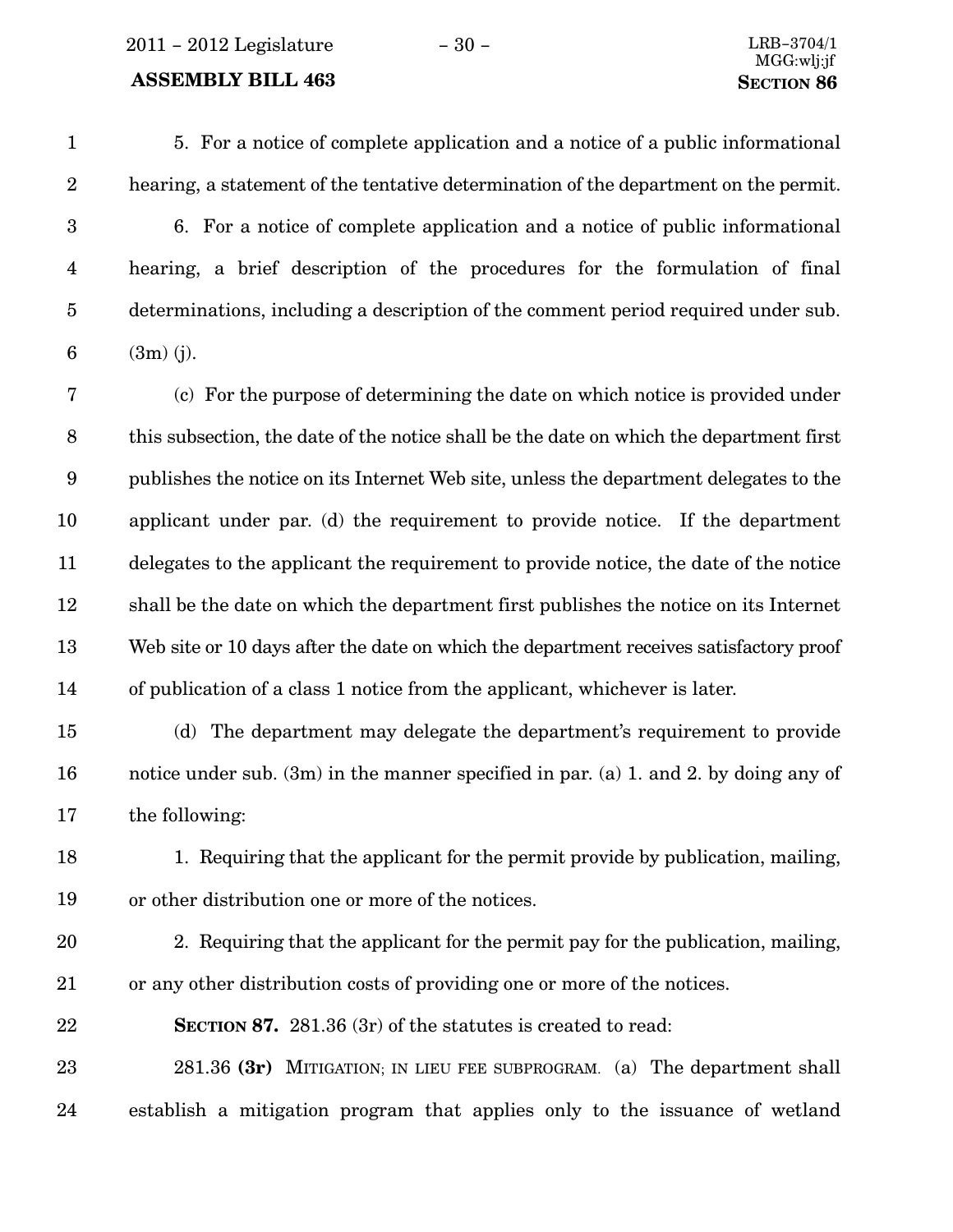5. For a notice of complete application and a notice of a public informational hearing, a statement of the tentative determination of the department on the permit.

6. For a notice of complete application and a notice of public informational hearing, a brief description of the procedures for the formulation of final determinations, including a description of the comment period required under sub. (3m) (j).

(c) For the purpose of determining the date on which notice is provided under this subsection, the date of the notice shall be the date on which the department first publishes the notice on its Internet Web site, unless the department delegates to the applicant under par. (d) the requirement to provide notice. If the department delegates to the applicant the requirement to provide notice, the date of the notice shall be the date on which the department first publishes the notice on its Internet Web site or 10 days after the date on which the department receives satisfactory proof of publication of a class 1 notice from the applicant, whichever is later.

(d) The department may delegate the department's requirement to provide notice under sub. (3m) in the manner specified in par. (a) 1. and 2. by doing any of the following:

1. Requiring that the applicant for the permit provide by publication, mailing, or other distribution one or more of the notices.

2. Requiring that the applicant for the permit pay for the publication, mailing, or any other distribution costs of providing one or more of the notices.

**SECTION 87.** 281.36 (3r) of the statutes is created to read:

281.36 **(3r)** MITIGATION; IN LIEU FEE SUBPROGRAM. (a) The department shall establish a mitigation program that applies only to the issuance of wetland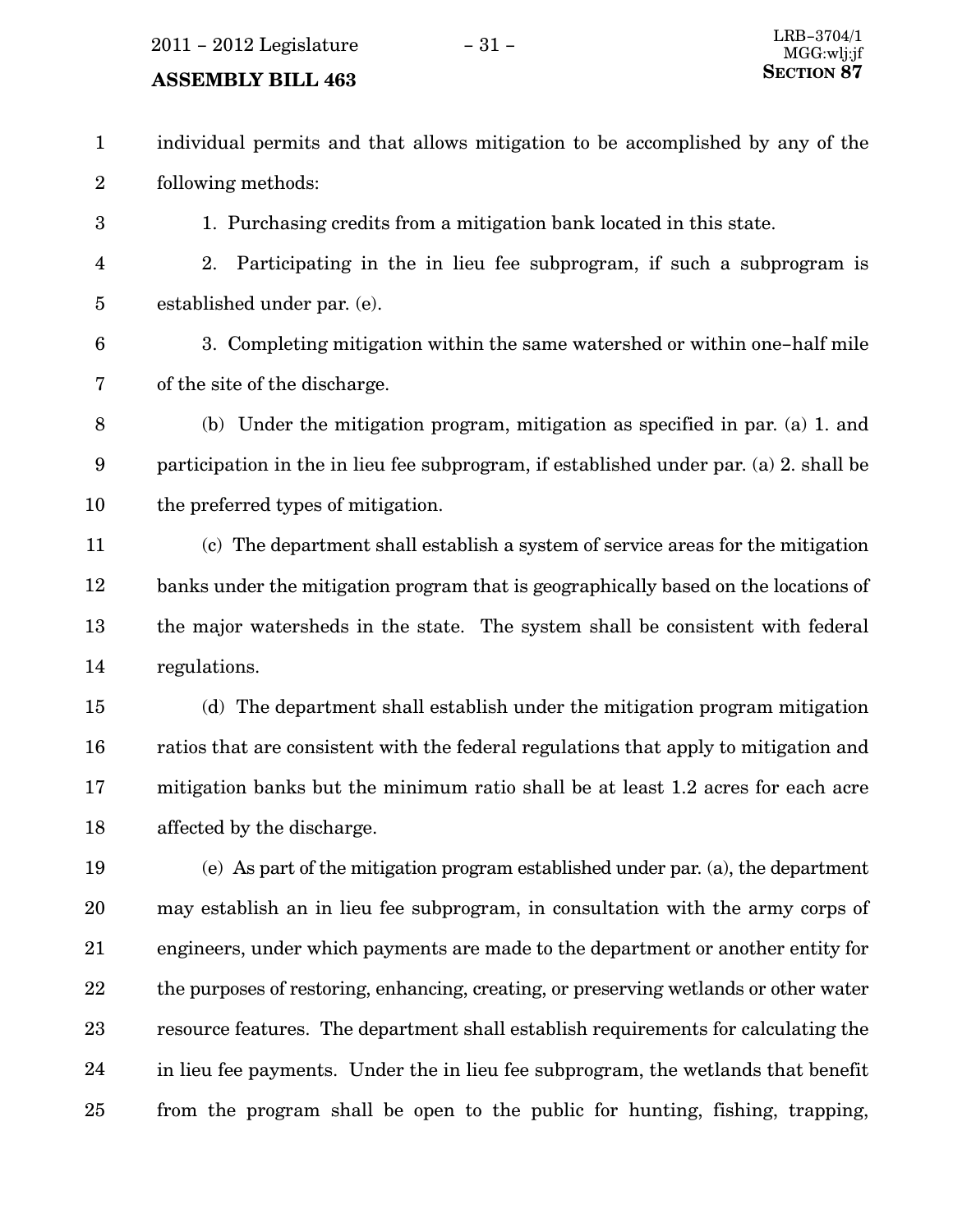individual permits and that allows mitigation to be accomplished by any of the following methods:

1. Purchasing credits from a mitigation bank located in this state.

2. Participating in the in lieu fee subprogram, if such a subprogram is established under par. (e).

3. Completing mitigation within the same watershed or within one-half mile of the site of the discharge.

(b) Under the mitigation program, mitigation as specified in par. (a) 1. and participation in the in lieu fee subprogram, if established under par. (a) 2. shall be the preferred types of mitigation.

(c) The department shall establish a system of service areas for the mitigation banks under the mitigation program that is geographically based on the locations of the major watersheds in the state. The system shall be consistent with federal regulations.

(d) The department shall establish under the mitigation program mitigation ratios that are consistent with the federal regulations that apply to mitigation and mitigation banks but the minimum ratio shall be at least 1.2 acres for each acre affected by the discharge.

(e) As part of the mitigation program established under par. (a), the department may establish an in lieu fee subprogram, in consultation with the army corps of engineers, under which payments are made to the department or another entity for the purposes of restoring, enhancing, creating, or preserving wetlands or other water resource features. The department shall establish requirements for calculating the in lieu fee payments. Under the in lieu fee subprogram, the wetlands that benefit from the program shall be open to the public for hunting, fishing, trapping,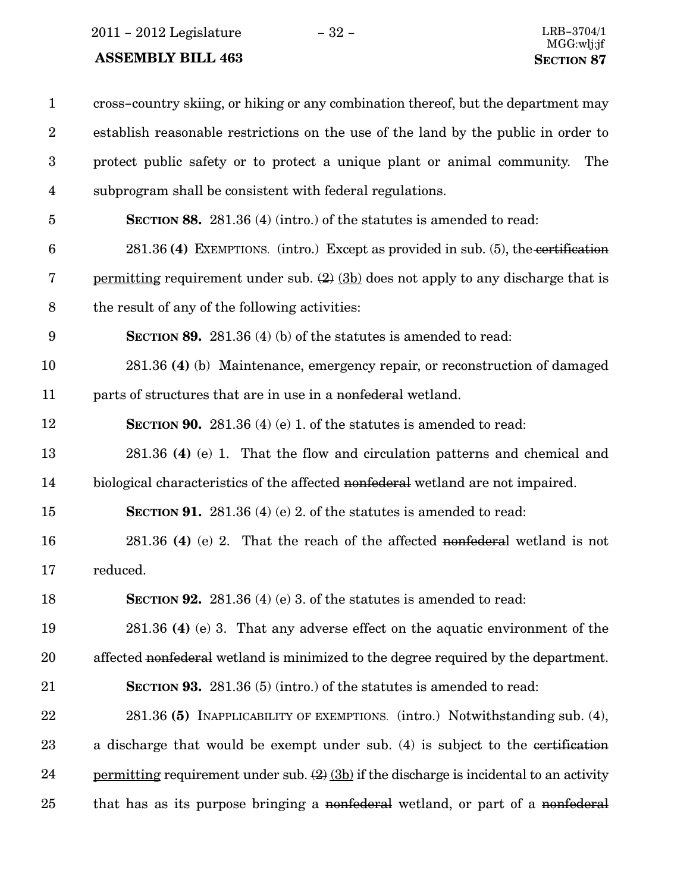cross-country skiing, or hiking or any combination thereof, but the department may establish reasonable restrictions on the use of the land by the public in order to protect public safety or to protect a unique plant or animal community. The subprogram shall be consistent with federal regulations.

**SECTION 88.** 281.36 (4) (intro.) of the statutes is amended to read:

281.36 **(4)** EXEMPTIONS. (intro.) Except as provided in sub. (5), the ~~certification~~ permitting requirement under sub. ~~(2)~~ (3b) does not apply to any discharge that is the result of any of the following activities:

**SECTION 89.** 281.36 (4) (b) of the statutes is amended to read:

281.36 **(4)** (b) Maintenance, emergency repair, or reconstruction of damaged parts of structures that are in use in a ~~nonfederal~~ wetland.

**SECTION 90.** 281.36 (4) (e) 1. of the statutes is amended to read:

281.36 **(4)** (e) 1. That the flow and circulation patterns and chemical and biological characteristics of the affected ~~nonfederal~~ wetland are not impaired.

**SECTION 91.** 281.36 (4) (e) 2. of the statutes is amended to read:

281.36 **(4)** (e) 2. That the reach of the affected ~~nonfederal~~ wetland is not reduced.

**SECTION 92.** 281.36 (4) (e) 3. of the statutes is amended to read:

281.36 **(4)** (e) 3. That any adverse effect on the aquatic environment of the affected ~~nonfederal~~ wetland is minimized to the degree required by the department.

**SECTION 93.** 281.36 (5) (intro.) of the statutes is amended to read:

281.36 **(5)** INAPPLICABILITY OF EXEMPTIONS. (intro.) Notwithstanding sub. (4), a discharge that would be exempt under sub. (4) is subject to the ~~certification~~ permitting requirement under sub. ~~(2)~~ (3b) if the discharge is incidental to an activity that has as its purpose bringing a ~~nonfederal~~ wetland, or part of a ~~nonfederal~~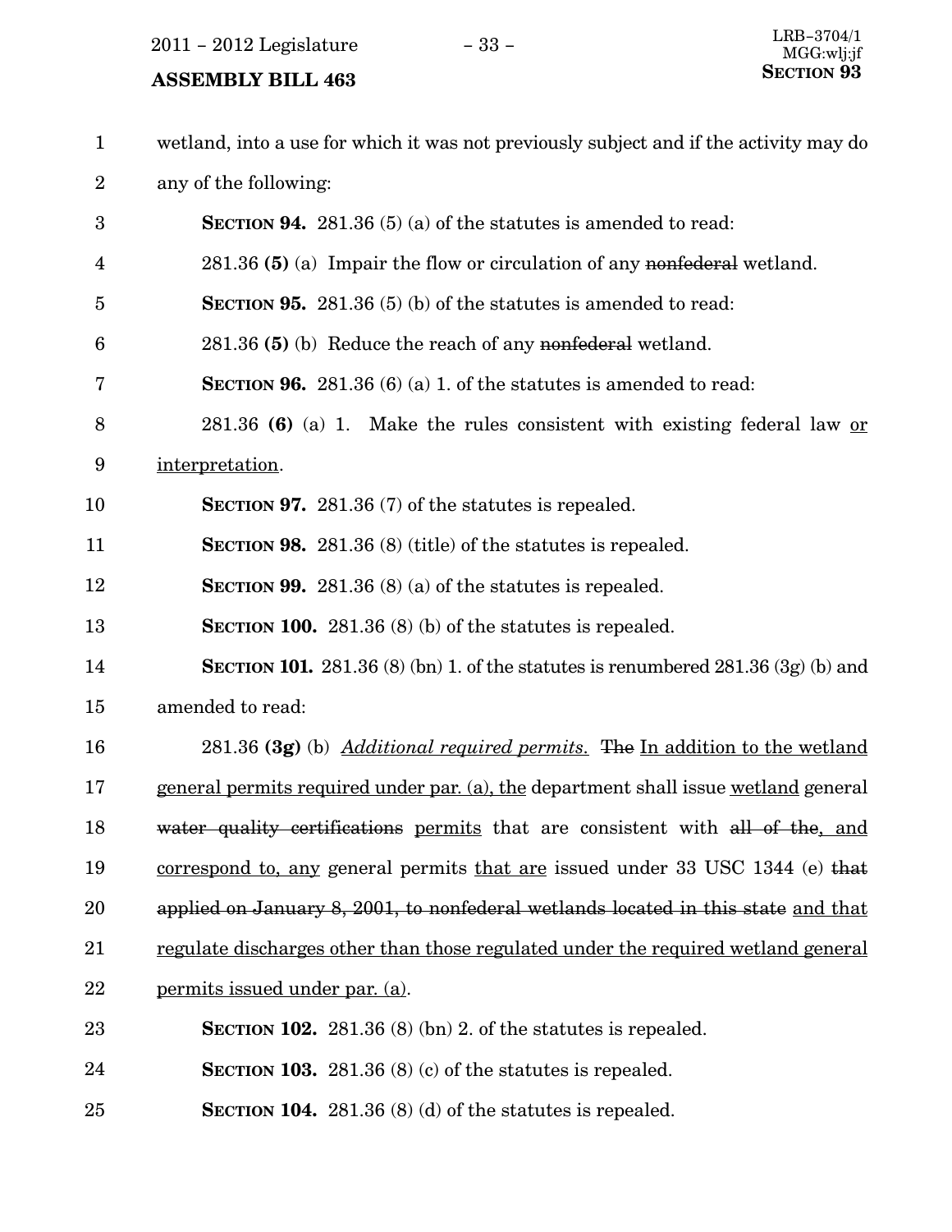wetland, into a use for which it was not previously subject and if the activity may do any of the following:

**SECTION 94.** 281.36 (5) (a) of the statutes is amended to read:

281.36 **(5)** (a) Impair the flow or circulation of any ~~nonfederal~~ wetland.

**SECTION 95.** 281.36 (5) (b) of the statutes is amended to read:

281.36 **(5)** (b) Reduce the reach of any ~~nonfederal~~ wetland.

**SECTION 96.** 281.36 (6) (a) 1. of the statutes is amended to read:

281.36 **(6)** (a) 1. Make the rules consistent with existing federal law <u>or interpretation</u>.

**SECTION 97.** 281.36 (7) of the statutes is repealed.

**SECTION 98.** 281.36 (8) (title) of the statutes is repealed.

**SECTION 99.** 281.36 (8) (a) of the statutes is repealed.

**SECTION 100.** 281.36 (8) (b) of the statutes is repealed.

**SECTION 101.** 281.36 (8) (bn) 1. of the statutes is renumbered 281.36 (3g) (b) and amended to read:

281.36 **(3g)** (b) <u>*Additional required permits.*</u> ~~The~~ <u>In addition to the wetland general permits required under par. (a), the</u> department shall issue <u>wetland</u> general ~~water quality certifications~~ <u>permits</u> that are consistent with ~~all of the~~<u>, and correspond to, any</u> general permits <u>that are</u> issued under 33 USC 1344 (e) ~~that applied on January 8, 2001, to nonfederal wetlands located in this state~~ <u>and that regulate discharges other than those regulated under the required wetland general permits issued under par. (a)</u>.

**SECTION 102.** 281.36 (8) (bn) 2. of the statutes is repealed.

**SECTION 103.** 281.36 (8) (c) of the statutes is repealed.

**SECTION 104.** 281.36 (8) (d) of the statutes is repealed.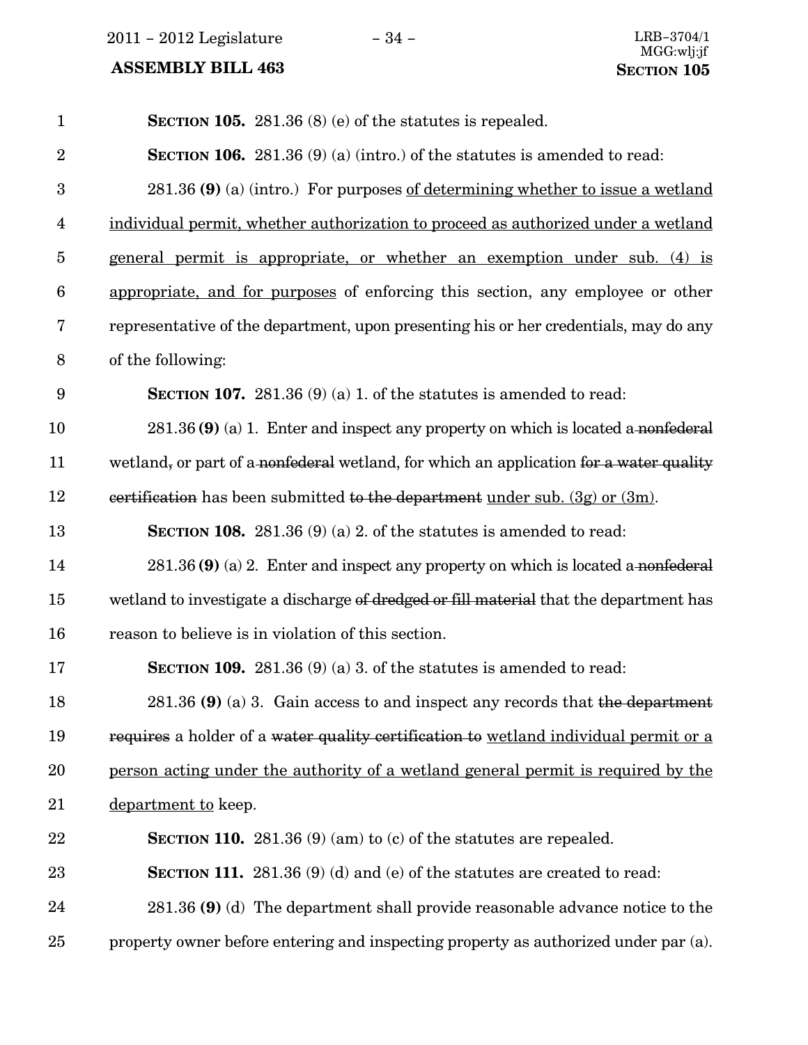**SECTION 105.** 281.36 (8) (e) of the statutes is repealed.

**SECTION 106.** 281.36 (9) (a) (intro.) of the statutes is amended to read:

281.36 **(9)** (a) (intro.) For purposes of determining whether to issue a wetland individual permit, whether authorization to proceed as authorized under a wetland general permit is appropriate, or whether an exemption under sub. (4) is appropriate, and for purposes of enforcing this section, any employee or other representative of the department, upon presenting his or her credentials, may do any of the following:

**SECTION 107.** 281.36 (9) (a) 1. of the statutes is amended to read:

281.36 **(9)** (a) 1. Enter and inspect any property on which is located a ~~nonfederal~~ wetland~~,~~ or part of a ~~nonfederal~~ wetland, for which an application ~~for a water quality certification~~ has been submitted ~~to the department~~ under sub. (3g) or (3m).

**SECTION 108.** 281.36 (9) (a) 2. of the statutes is amended to read:

281.36 **(9)** (a) 2. Enter and inspect any property on which is located a ~~nonfederal~~ wetland to investigate a discharge ~~of dredged or fill material~~ that the department has reason to believe is in violation of this section.

**SECTION 109.** 281.36 (9) (a) 3. of the statutes is amended to read:

281.36 **(9)** (a) 3. Gain access to and inspect any records that ~~the department requires~~ a holder of a ~~water quality certification to~~ wetland individual permit or a person acting under the authority of a wetland general permit is required by the department to keep.

**SECTION 110.** 281.36 (9) (am) to (c) of the statutes are repealed.

**SECTION 111.** 281.36 (9) (d) and (e) of the statutes are created to read:

281.36 **(9)** (d) The department shall provide reasonable advance notice to the property owner before entering and inspecting property as authorized under par (a).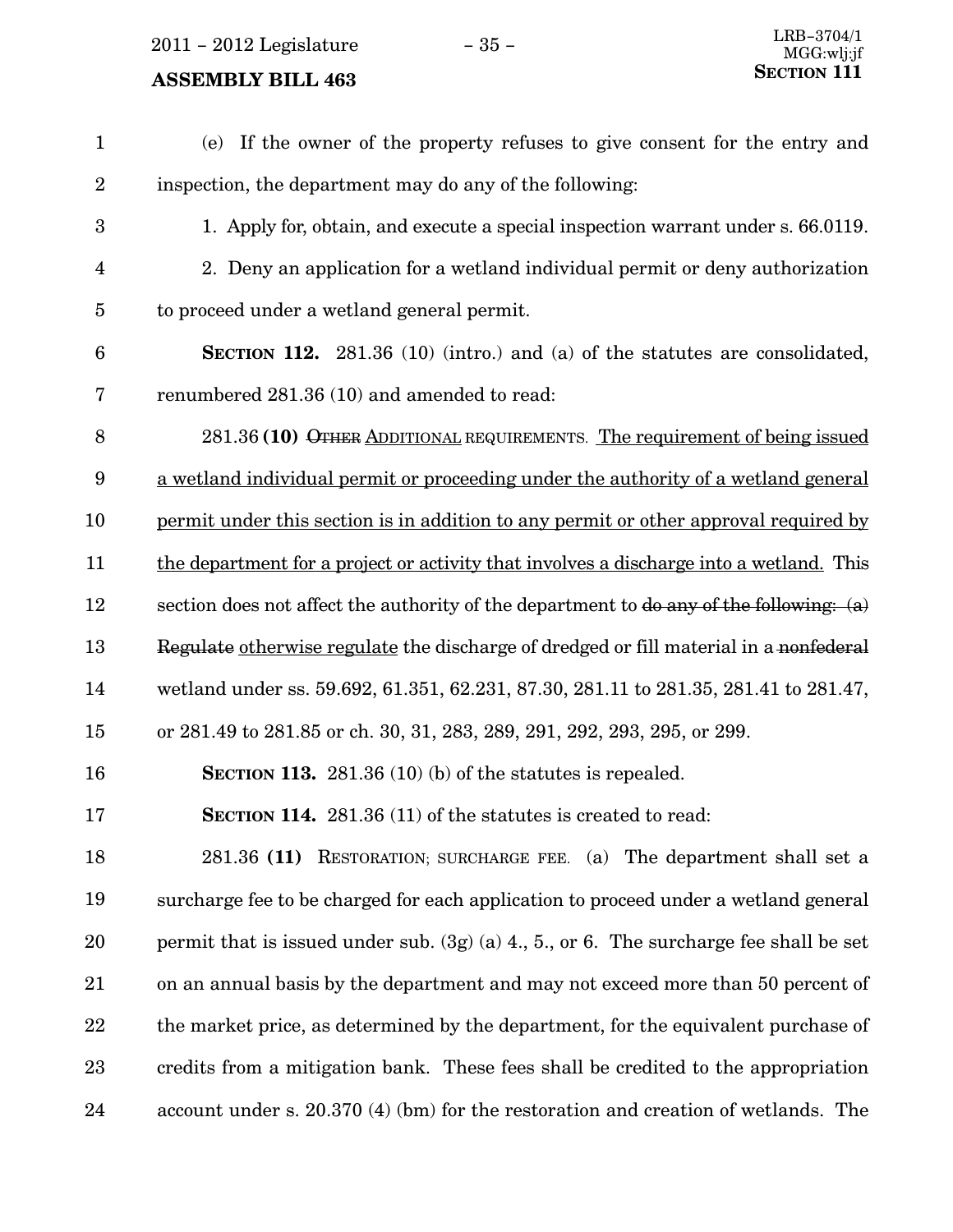(e) If the owner of the property refuses to give consent for the entry and inspection, the department may do any of the following:

1. Apply for, obtain, and execute a special inspection warrant under s. 66.0119.

2. Deny an application for a wetland individual permit or deny authorization to proceed under a wetland general permit.

**SECTION 112.** 281.36 (10) (intro.) and (a) of the statutes are consolidated, renumbered 281.36 (10) and amended to read:

281.36 **(10)** ~~OTHER~~ <u>ADDITIONAL</u> REQUIREMENTS. <u>The requirement of being issued a wetland individual permit or proceeding under the authority of a wetland general permit under this section is in addition to any permit or other approval required by the department for a project or activity that involves a discharge into a wetland.</u> This section does not affect the authority of the department to ~~do any of the following: (a) Regulate~~ <u>otherwise regulate</u> the discharge of dredged or fill material in a ~~nonfederal~~ wetland under ss. 59.692, 61.351, 62.231, 87.30, 281.11 to 281.35, 281.41 to 281.47, or 281.49 to 281.85 or ch. 30, 31, 283, 289, 291, 292, 293, 295, or 299.

**SECTION 113.** 281.36 (10) (b) of the statutes is repealed.

**SECTION 114.** 281.36 (11) of the statutes is created to read:

281.36 **(11)** RESTORATION; SURCHARGE FEE. (a) The department shall set a surcharge fee to be charged for each application to proceed under a wetland general permit that is issued under sub. (3g) (a) 4., 5., or 6. The surcharge fee shall be set on an annual basis by the department and may not exceed more than 50 percent of the market price, as determined by the department, for the equivalent purchase of credits from a mitigation bank. These fees shall be credited to the appropriation account under s. 20.370 (4) (bm) for the restoration and creation of wetlands. The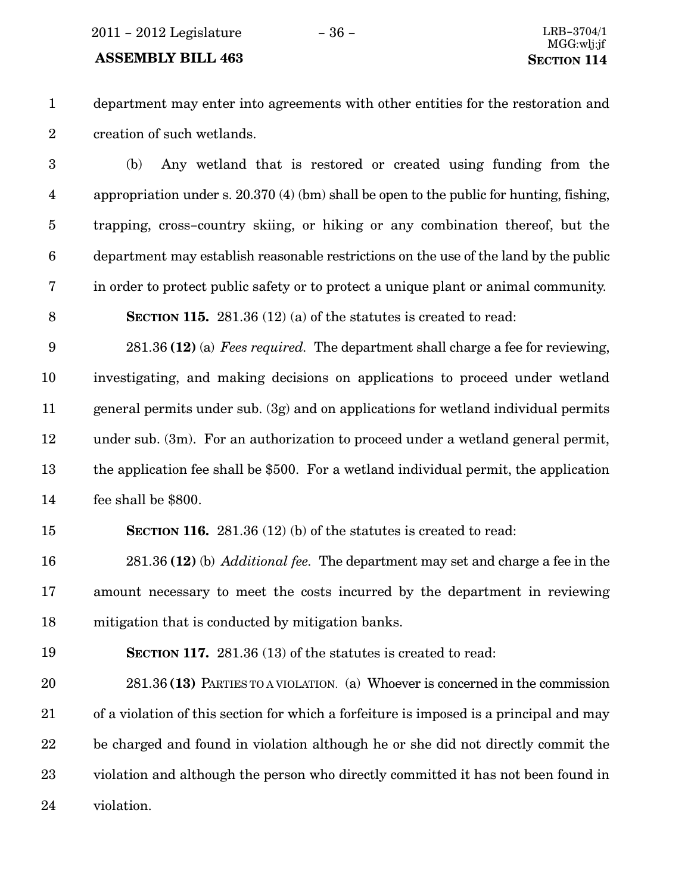department may enter into agreements with other entities for the restoration and creation of such wetlands.

(b) Any wetland that is restored or created using funding from the appropriation under s. 20.370 (4) (bm) shall be open to the public for hunting, fishing, trapping, cross–country skiing, or hiking or any combination thereof, but the department may establish reasonable restrictions on the use of the land by the public in order to protect public safety or to protect a unique plant or animal community.

**SECTION 115.** 281.36 (12) (a) of the statutes is created to read:

281.36 **(12)** (a) *Fees required.* The department shall charge a fee for reviewing, investigating, and making decisions on applications to proceed under wetland general permits under sub. (3g) and on applications for wetland individual permits under sub. (3m). For an authorization to proceed under a wetland general permit, the application fee shall be $500. For a wetland individual permit, the application fee shall be $800.

**SECTION 116.** 281.36 (12) (b) of the statutes is created to read:

281.36 **(12)** (b) *Additional fee.* The department may set and charge a fee in the amount necessary to meet the costs incurred by the department in reviewing mitigation that is conducted by mitigation banks.

**SECTION 117.** 281.36 (13) of the statutes is created to read:

281.36 **(13)** PARTIES TO A VIOLATION. (a) Whoever is concerned in the commission of a violation of this section for which a forfeiture is imposed is a principal and may be charged and found in violation although he or she did not directly commit the violation and although the person who directly committed it has not been found in violation.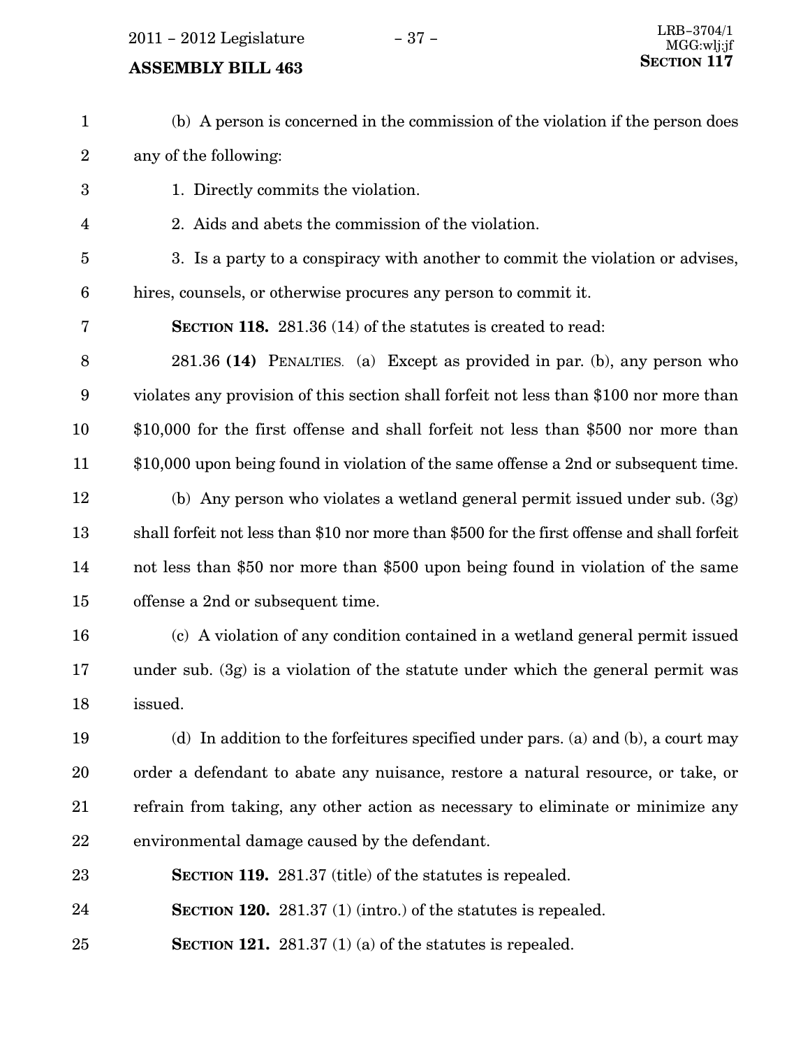(b) A person is concerned in the commission of the violation if the person does any of the following:

1. Directly commits the violation.

2. Aids and abets the commission of the violation.

3. Is a party to a conspiracy with another to commit the violation or advises, hires, counsels, or otherwise procures any person to commit it.

**SECTION 118.** 281.36 (14) of the statutes is created to read:

281.36 **(14)** PENALTIES. (a) Except as provided in par. (b), any person who violates any provision of this section shall forfeit not less than $100 nor more than $10,000 for the first offense and shall forfeit not less than $500 nor more than $10,000 upon being found in violation of the same offense a 2nd or subsequent time.

(b) Any person who violates a wetland general permit issued under sub. (3g) shall forfeit not less than $10 nor more than $500 for the first offense and shall forfeit not less than $50 nor more than $500 upon being found in violation of the same offense a 2nd or subsequent time.

(c) A violation of any condition contained in a wetland general permit issued under sub. (3g) is a violation of the statute under which the general permit was issued.

(d) In addition to the forfeitures specified under pars. (a) and (b), a court may order a defendant to abate any nuisance, restore a natural resource, or take, or refrain from taking, any other action as necessary to eliminate or minimize any environmental damage caused by the defendant.

**SECTION 119.** 281.37 (title) of the statutes is repealed.

**SECTION 120.** 281.37 (1) (intro.) of the statutes is repealed.

**SECTION 121.** 281.37 (1) (a) of the statutes is repealed.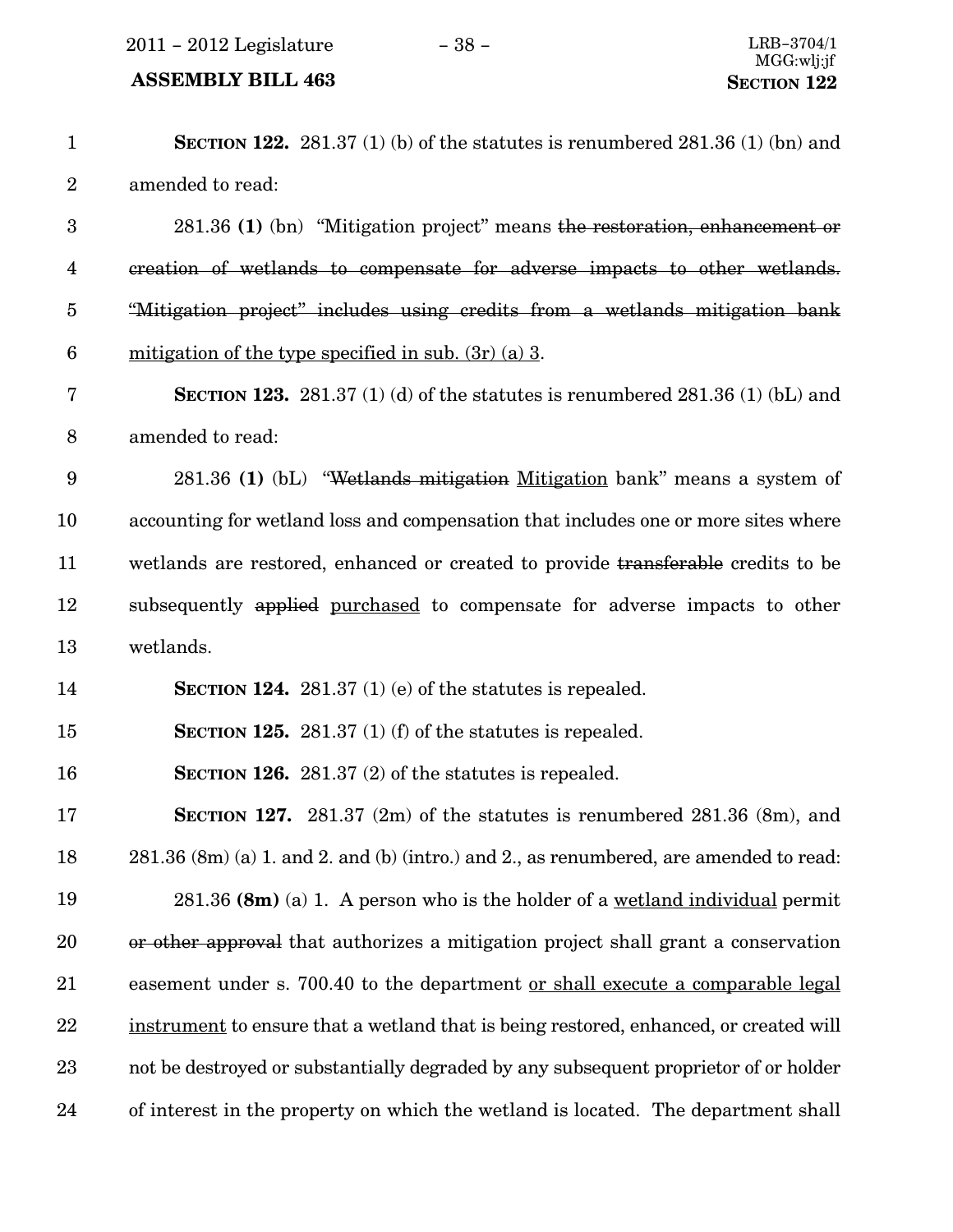**SECTION 122.** 281.37 (1) (b) of the statutes is renumbered 281.36 (1) (bn) and amended to read:

281.36 **(1)** (bn) "Mitigation project" means ~~the restoration, enhancement or creation of wetlands to compensate for adverse impacts to other wetlands. "Mitigation project" includes using credits from a wetlands mitigation bank~~ <u>mitigation of the type specified in sub. (3r) (a) 3</u>.

**SECTION 123.** 281.37 (1) (d) of the statutes is renumbered 281.36 (1) (bL) and amended to read:

281.36 **(1)** (bL) "~~Wetlands mitigation~~ <u>Mitigation</u> bank" means a system of accounting for wetland loss and compensation that includes one or more sites where wetlands are restored, enhanced or created to provide ~~transferable~~ credits to be subsequently ~~applied~~ <u>purchased</u> to compensate for adverse impacts to other wetlands.

**SECTION 124.** 281.37 (1) (e) of the statutes is repealed.

**SECTION 125.** 281.37 (1) (f) of the statutes is repealed.

**SECTION 126.** 281.37 (2) of the statutes is repealed.

**SECTION 127.** 281.37 (2m) of the statutes is renumbered 281.36 (8m), and 281.36 (8m) (a) 1. and 2. and (b) (intro.) and 2., as renumbered, are amended to read:

281.36 **(8m)** (a) 1. A person who is the holder of a <u>wetland individual</u> permit ~~or other approval~~ that authorizes a mitigation project shall grant a conservation easement under s. 700.40 to the department <u>or shall execute a comparable legal instrument</u> to ensure that a wetland that is being restored, enhanced, or created will not be destroyed or substantially degraded by any subsequent proprietor of or holder of interest in the property on which the wetland is located. The department shall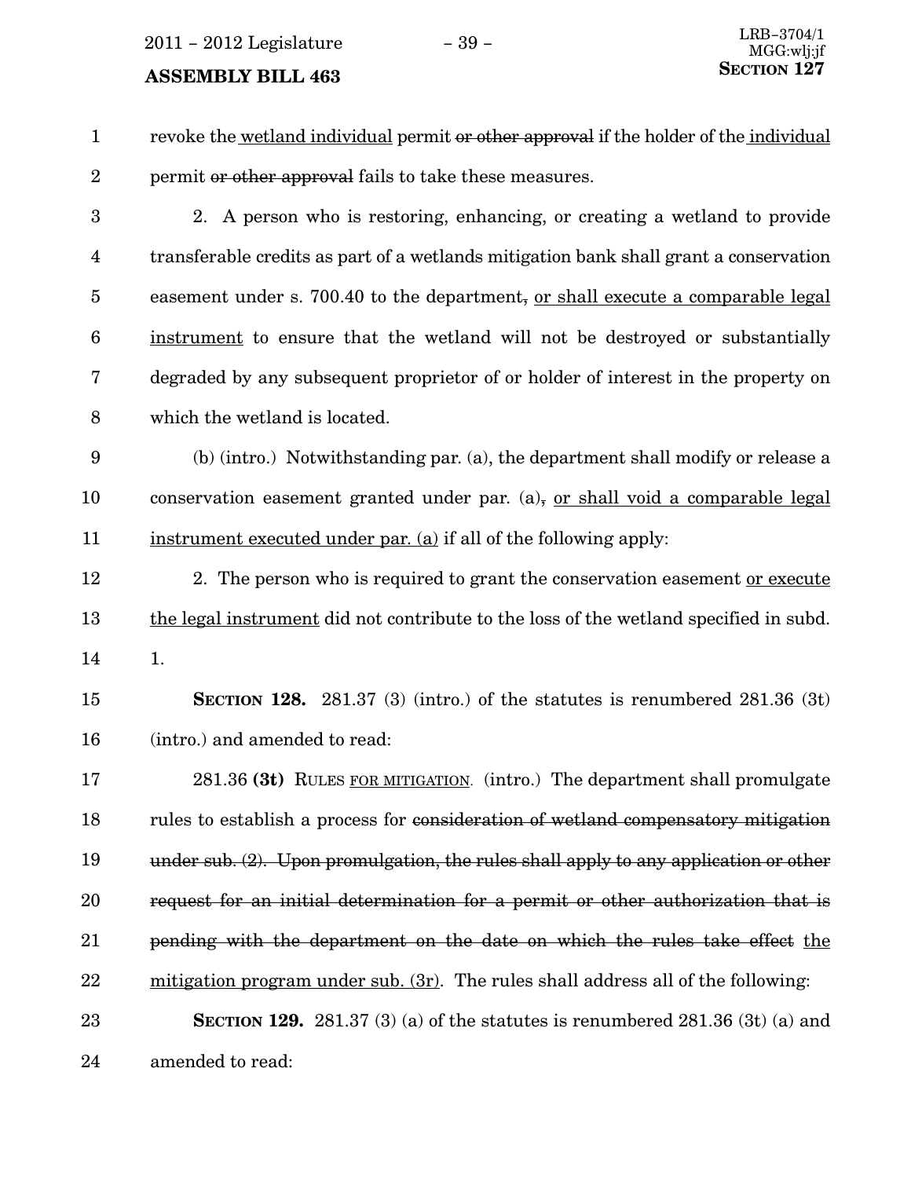revoke the wetland individual permit ~~or other approval~~ if the holder of the individual permit ~~or other approval~~ fails to take these measures.

2. A person who is restoring, enhancing, or creating a wetland to provide transferable credits as part of a wetlands mitigation bank shall grant a conservation easement under s. 700.40 to the department~~,~~ or shall execute a comparable legal instrument to ensure that the wetland will not be destroyed or substantially degraded by any subsequent proprietor of or holder of interest in the property on which the wetland is located.

(b) (intro.) Notwithstanding par. (a), the department shall modify or release a conservation easement granted under par. (a)~~,~~ or shall void a comparable legal instrument executed under par. (a) if all of the following apply:

2. The person who is required to grant the conservation easement or execute the legal instrument did not contribute to the loss of the wetland specified in subd. 1.

**SECTION 128.** 281.37 (3) (intro.) of the statutes is renumbered 281.36 (3t) (intro.) and amended to read:

281.36 **(3t)** RULES FOR MITIGATION. (intro.) The department shall promulgate rules to establish a process for ~~consideration of wetland compensatory mitigation under sub. (2). Upon promulgation, the rules shall apply to any application or other request for an initial determination for a permit or other authorization that is pending with the department on the date on which the rules take effect~~ the mitigation program under sub. (3r). The rules shall address all of the following:

**SECTION 129.** 281.37 (3) (a) of the statutes is renumbered 281.36 (3t) (a) and amended to read: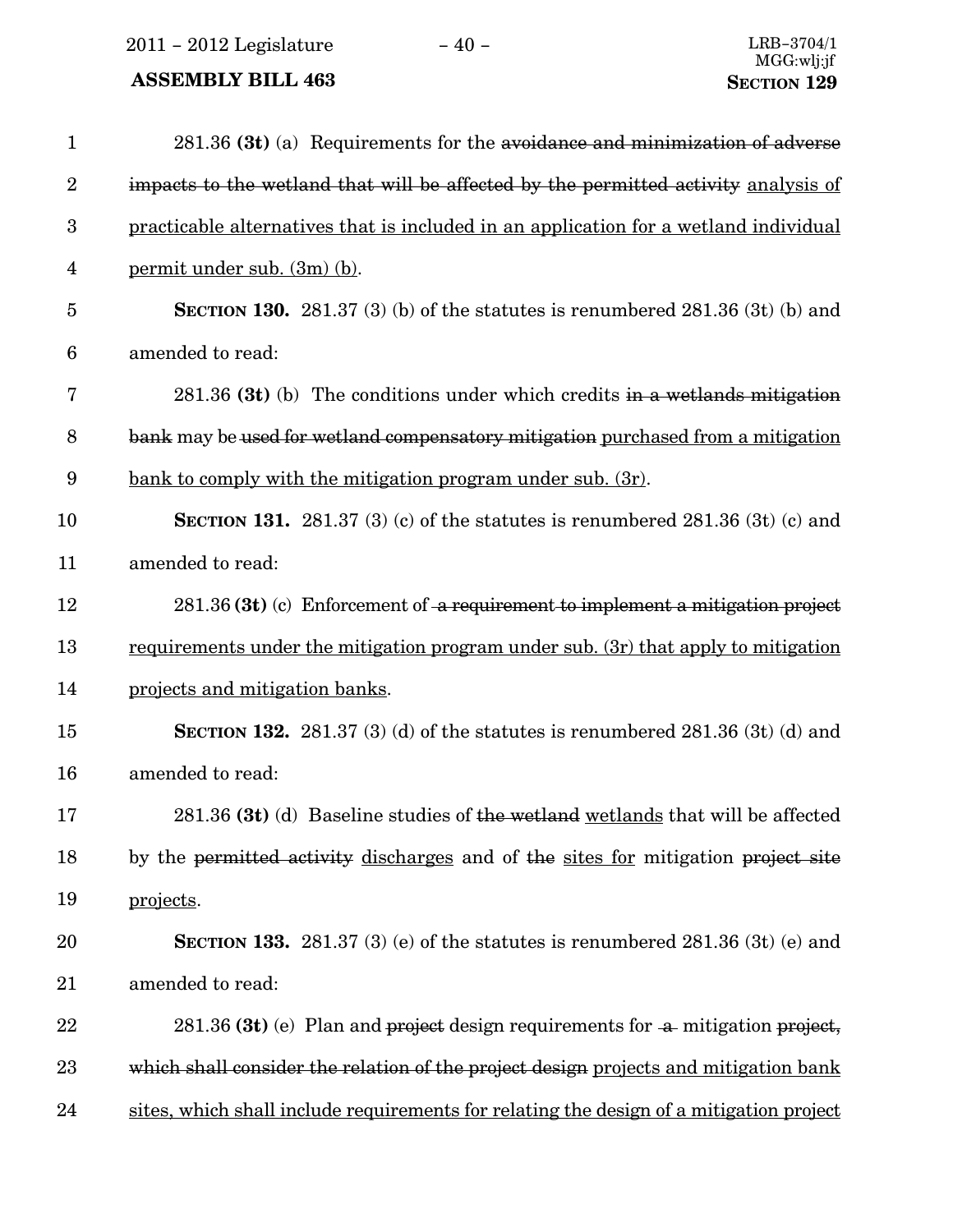281.36 **(3t)** (a) Requirements for the ~~avoidance and minimization of adverse impacts to the wetland that will be affected by the permitted activity~~ <u>analysis of practicable alternatives that is included in an application for a wetland individual permit under sub. (3m) (b)</u>.

**SECTION 130.** 281.37 (3) (b) of the statutes is renumbered 281.36 (3t) (b) and amended to read:

281.36 **(3t)** (b) The conditions under which credits ~~in a wetlands mitigation bank~~ may be ~~used for wetland compensatory mitigation~~ <u>purchased from a mitigation bank to comply with the mitigation program under sub. (3r)</u>.

**SECTION 131.** 281.37 (3) (c) of the statutes is renumbered 281.36 (3t) (c) and amended to read:

281.36 **(3t)** (c) Enforcement of ~~a requirement to implement a mitigation project~~ <u>requirements under the mitigation program under sub. (3r) that apply to mitigation projects and mitigation banks</u>.

**SECTION 132.** 281.37 (3) (d) of the statutes is renumbered 281.36 (3t) (d) and amended to read:

281.36 **(3t)** (d) Baseline studies of ~~the wetland~~ <u>wetlands</u> that will be affected by the ~~permitted activity~~ <u>discharges</u> and of ~~the~~ <u>sites for</u> mitigation ~~project site~~ <u>projects</u>.

**SECTION 133.** 281.37 (3) (e) of the statutes is renumbered 281.36 (3t) (e) and amended to read:

281.36 **(3t)** (e) Plan and ~~project~~ design requirements for ~~a~~ mitigation ~~project, which shall consider the relation of the project design~~ <u>projects and mitigation bank sites, which shall include requirements for relating the design of a mitigation project</u>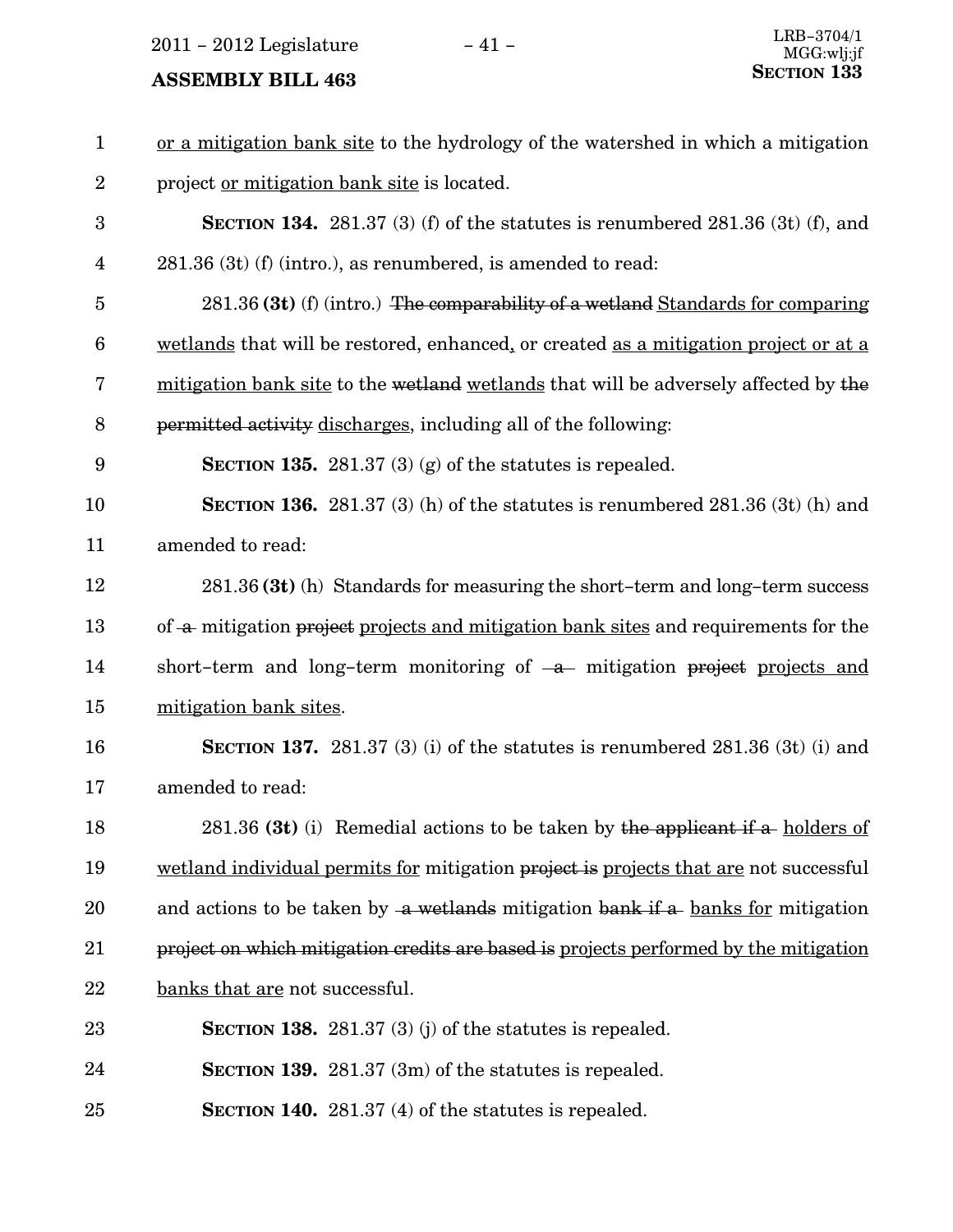or a mitigation bank site to the hydrology of the watershed in which a mitigation project or mitigation bank site is located.

**SECTION 134.** 281.37 (3) (f) of the statutes is renumbered 281.36 (3t) (f), and 281.36 (3t) (f) (intro.), as renumbered, is amended to read:

281.36 **(3t)** (f) (intro.) ~~The comparability of a wetland~~ Standards for comparing wetlands that will be restored, enhanced, or created as a mitigation project or at a mitigation bank site to the ~~wetland~~ wetlands that will be adversely affected by ~~the permitted activity~~ discharges, including all of the following:

**SECTION 135.** 281.37 (3) (g) of the statutes is repealed.

**SECTION 136.** 281.37 (3) (h) of the statutes is renumbered 281.36 (3t) (h) and amended to read:

281.36 **(3t)** (h) Standards for measuring the short–term and long–term success of ~~a~~ mitigation ~~project~~ projects and mitigation bank sites and requirements for the short–term and long–term monitoring of ~~a~~ mitigation ~~project~~ projects and mitigation bank sites.

**SECTION 137.** 281.37 (3) (i) of the statutes is renumbered 281.36 (3t) (i) and amended to read:

281.36 **(3t)** (i) Remedial actions to be taken by ~~the applicant if a~~ holders of wetland individual permits for mitigation ~~project is~~ projects that are not successful and actions to be taken by ~~a wetlands~~ mitigation ~~bank if a~~ banks for mitigation ~~project on which mitigation credits are based is~~ projects performed by the mitigation banks that are not successful.

**SECTION 138.** 281.37 (3) (j) of the statutes is repealed.

**SECTION 139.** 281.37 (3m) of the statutes is repealed.

**SECTION 140.** 281.37 (4) of the statutes is repealed.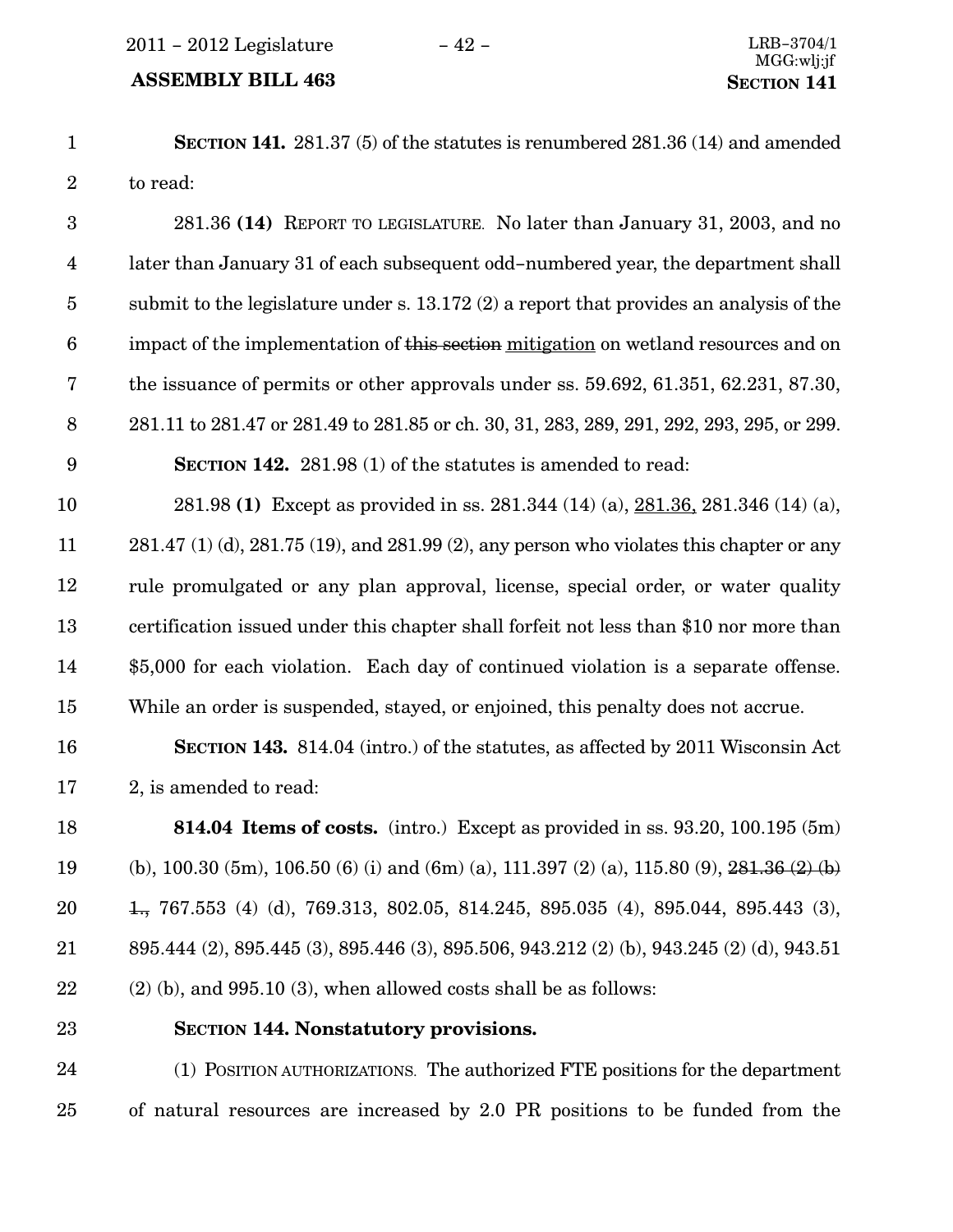**SECTION 141.** 281.37 (5) of the statutes is renumbered 281.36 (14) and amended to read:

281.36 **(14)** REPORT TO LEGISLATURE. No later than January 31, 2003, and no later than January 31 of each subsequent odd-numbered year, the department shall submit to the legislature under s. 13.172 (2) a report that provides an analysis of the impact of the implementation of ~~this section~~ mitigation on wetland resources and on the issuance of permits or other approvals under ss. 59.692, 61.351, 62.231, 87.30, 281.11 to 281.47 or 281.49 to 281.85 or ch. 30, 31, 283, 289, 291, 292, 293, 295, or 299.

**SECTION 142.** 281.98 (1) of the statutes is amended to read:

281.98 **(1)** Except as provided in ss. 281.344 (14) (a), 281.36, 281.346 (14) (a), 281.47 (1) (d), 281.75 (19), and 281.99 (2), any person who violates this chapter or any rule promulgated or any plan approval, license, special order, or water quality certification issued under this chapter shall forfeit not less than $10 nor more than $5,000 for each violation. Each day of continued violation is a separate offense. While an order is suspended, stayed, or enjoined, this penalty does not accrue.

**SECTION 143.** 814.04 (intro.) of the statutes, as affected by 2011 Wisconsin Act 2, is amended to read:

**814.04 Items of costs.** (intro.) Except as provided in ss. 93.20, 100.195 (5m) (b), 100.30 (5m), 106.50 (6) (i) and (6m) (a), 111.397 (2) (a), 115.80 (9), ~~281.36 (2) (b) 1.,~~ 767.553 (4) (d), 769.313, 802.05, 814.245, 895.035 (4), 895.044, 895.443 (3), 895.444 (2), 895.445 (3), 895.446 (3), 895.506, 943.212 (2) (b), 943.245 (2) (d), 943.51 (2) (b), and 995.10 (3), when allowed costs shall be as follows:

**SECTION 144. Nonstatutory provisions.**

(1) POSITION AUTHORIZATIONS. The authorized FTE positions for the department of natural resources are increased by 2.0 PR positions to be funded from the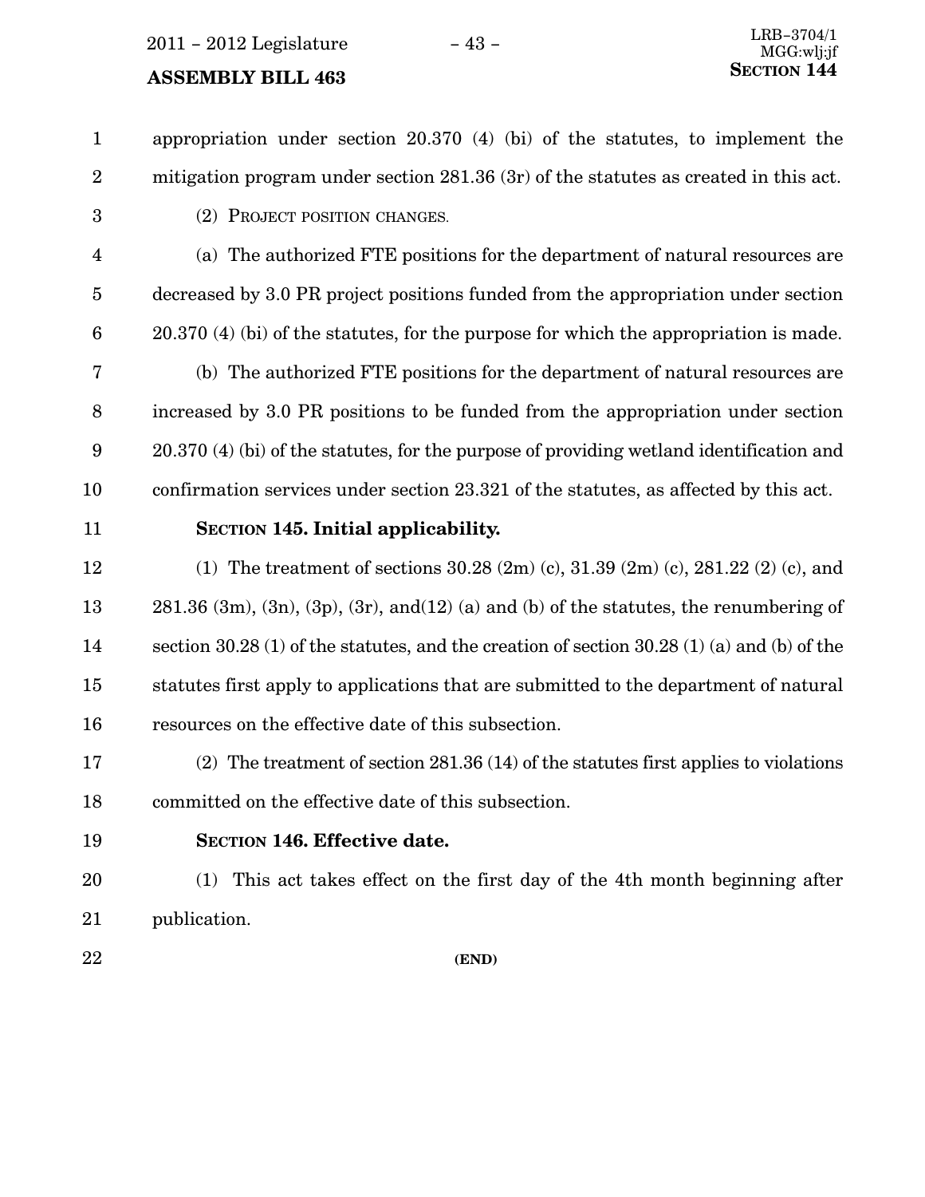appropriation under section 20.370 (4) (bi) of the statutes, to implement the mitigation program under section 281.36 (3r) of the statutes as created in this act.

(2) PROJECT POSITION CHANGES.

(a) The authorized FTE positions for the department of natural resources are decreased by 3.0 PR project positions funded from the appropriation under section 20.370 (4) (bi) of the statutes, for the purpose for which the appropriation is made.

(b) The authorized FTE positions for the department of natural resources are increased by 3.0 PR positions to be funded from the appropriation under section 20.370 (4) (bi) of the statutes, for the purpose of providing wetland identification and confirmation services under section 23.321 of the statutes, as affected by this act.

**SECTION 145. Initial applicability.**

(1) The treatment of sections 30.28 (2m) (c), 31.39 (2m) (c), 281.22 (2) (c), and 281.36 (3m), (3n), (3p), (3r), and(12) (a) and (b) of the statutes, the renumbering of section 30.28 (1) of the statutes, and the creation of section 30.28 (1) (a) and (b) of the statutes first apply to applications that are submitted to the department of natural resources on the effective date of this subsection.

(2) The treatment of section 281.36 (14) of the statutes first applies to violations committed on the effective date of this subsection.

**SECTION 146. Effective date.**

(1) This act takes effect on the first day of the 4th month beginning after publication.

**(END)**